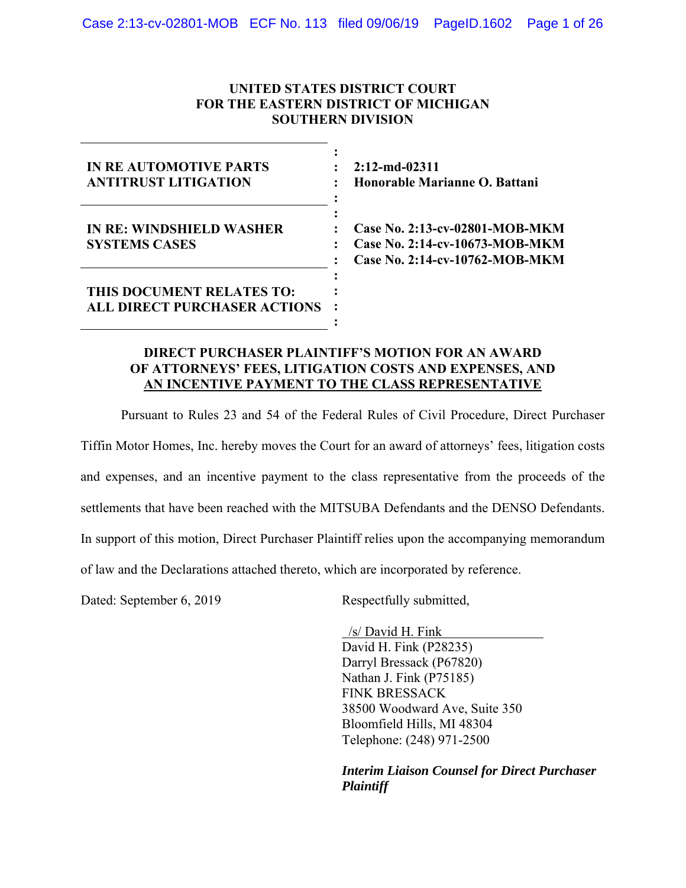**UNITED STATES DISTRICT COURT**
**FOR THE EASTERN DISTRICT OF MICHIGAN**
**SOUTHERN DIVISION**

| | | |
|---|---|---|
| **IN RE AUTOMOTIVE PARTS ANTITRUST LITIGATION** | : | **2:12-md-02311** **Honorable Marianne O. Battani** |
| **IN RE: WINDSHIELD WASHER SYSTEMS CASES** | : | **Case No. 2:13-cv-02801-MOB-MKM** **Case No. 2:14-cv-10673-MOB-MKM** **Case No. 2:14-cv-10762-MOB-MKM** |
| **THIS DOCUMENT RELATES TO: ALL DIRECT PURCHASER ACTIONS** | : | |

**DIRECT PURCHASER PLAINTIFF'S MOTION FOR AN AWARD OF ATTORNEYS' FEES, LITIGATION COSTS AND EXPENSES, AND AN INCENTIVE PAYMENT TO THE CLASS REPRESENTATIVE**

Pursuant to Rules 23 and 54 of the Federal Rules of Civil Procedure, Direct Purchaser Tiffin Motor Homes, Inc. hereby moves the Court for an award of attorneys' fees, litigation costs and expenses, and an incentive payment to the class representative from the proceeds of the settlements that have been reached with the MITSUBA Defendants and the DENSO Defendants. In support of this motion, Direct Purchaser Plaintiff relies upon the accompanying memorandum of law and the Declarations attached thereto, which are incorporated by reference.

Dated: September 6, 2019

Respectfully submitted,

/s/ David H. Fink
David H. Fink (P28235)
Darryl Bressack (P67820)
Nathan J. Fink (P75185)
FINK BRESSACK
38500 Woodward Ave, Suite 350
Bloomfield Hills, MI 48304
Telephone: (248) 971-2500

***Interim Liaison Counsel for Direct Purchaser Plaintiff***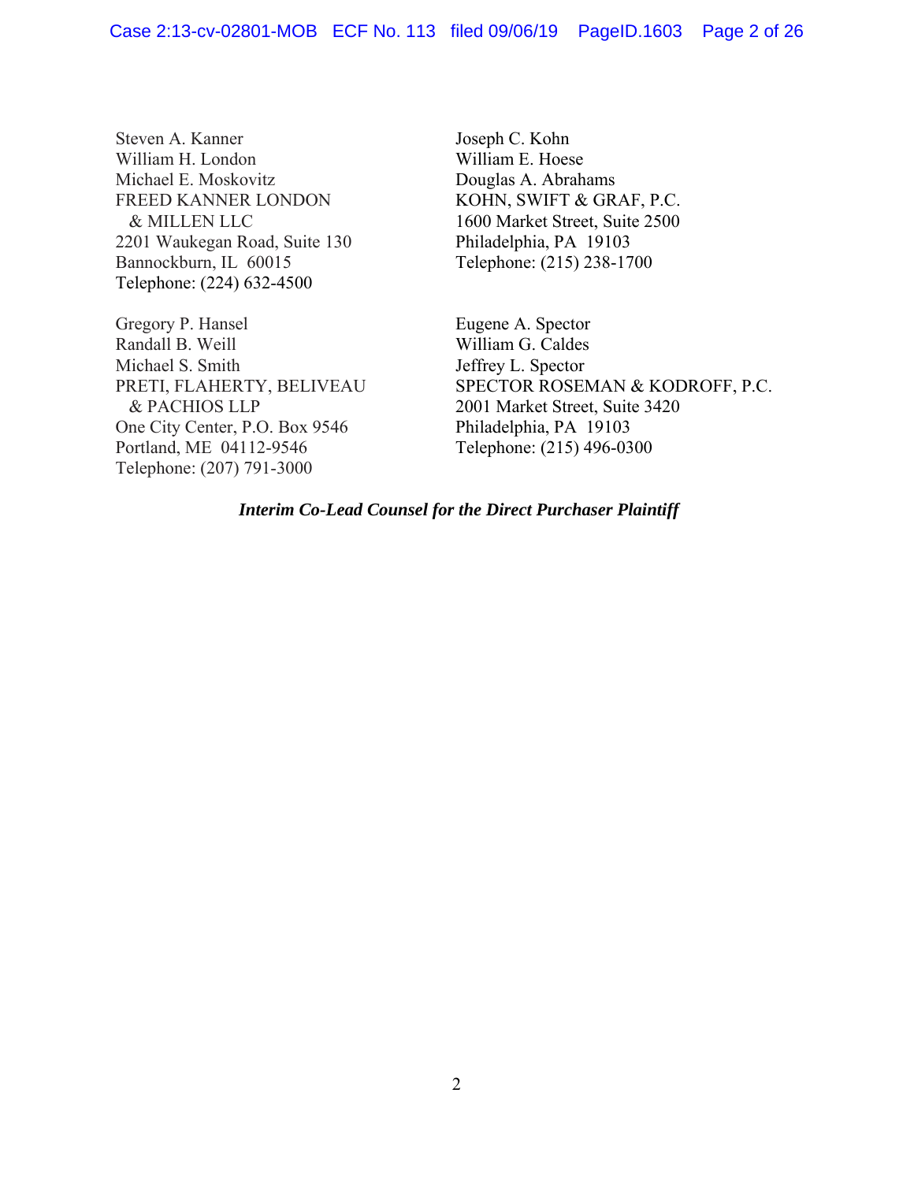Steven A. Kanner
William H. London
Michael E. Moskovitz
FREED KANNER LONDON
& MILLEN LLC
2201 Waukegan Road, Suite 130
Bannockburn, IL 60015
Telephone: (224) 632-4500

Joseph C. Kohn
William E. Hoese
Douglas A. Abrahams
KOHN, SWIFT & GRAF, P.C.
1600 Market Street, Suite 2500
Philadelphia, PA 19103
Telephone: (215) 238-1700

Gregory P. Hansel
Randall B. Weill
Michael S. Smith
PRETI, FLAHERTY, BELIVEAU
& PACHIOS LLP
One City Center, P.O. Box 9546
Portland, ME 04112-9546
Telephone: (207) 791-3000

Eugene A. Spector
William G. Caldes
Jeffrey L. Spector
SPECTOR ROSEMAN & KODROFF, P.C.
2001 Market Street, Suite 3420
Philadelphia, PA 19103
Telephone: (215) 496-0300

***Interim Co-Lead Counsel for the Direct Purchaser Plaintiff***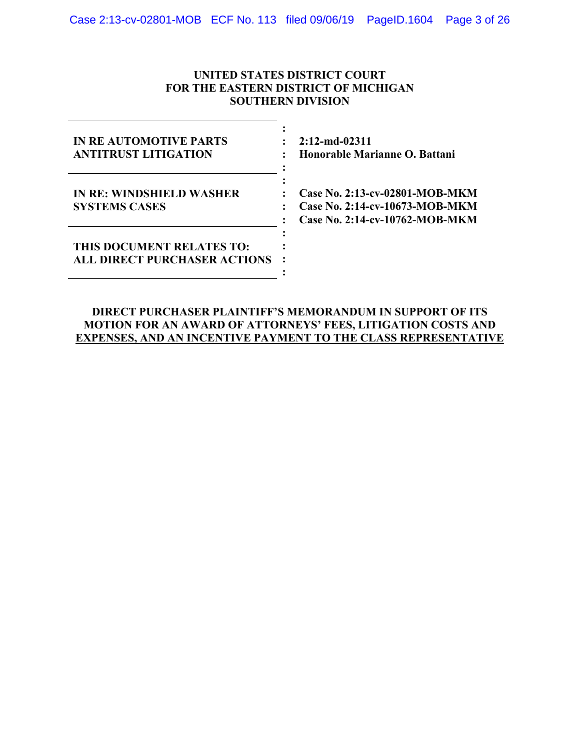**UNITED STATES DISTRICT COURT**
**FOR THE EASTERN DISTRICT OF MICHIGAN**
**SOUTHERN DIVISION**

| | |
|---|---|
| **IN RE AUTOMOTIVE PARTS ANTITRUST LITIGATION** | **2:12-md-02311** **Honorable Marianne O. Battani** |
| **IN RE: WINDSHIELD WASHER SYSTEMS CASES** | **Case No. 2:13-cv-02801-MOB-MKM** **Case No. 2:14-cv-10673-MOB-MKM** **Case No. 2:14-cv-10762-MOB-MKM** |
| **THIS DOCUMENT RELATES TO: ALL DIRECT PURCHASER ACTIONS** | |

**DIRECT PURCHASER PLAINTIFF'S MEMORANDUM IN SUPPORT OF ITS MOTION FOR AN AWARD OF ATTORNEYS' FEES, LITIGATION COSTS AND EXPENSES, AND AN INCENTIVE PAYMENT TO THE CLASS REPRESENTATIVE**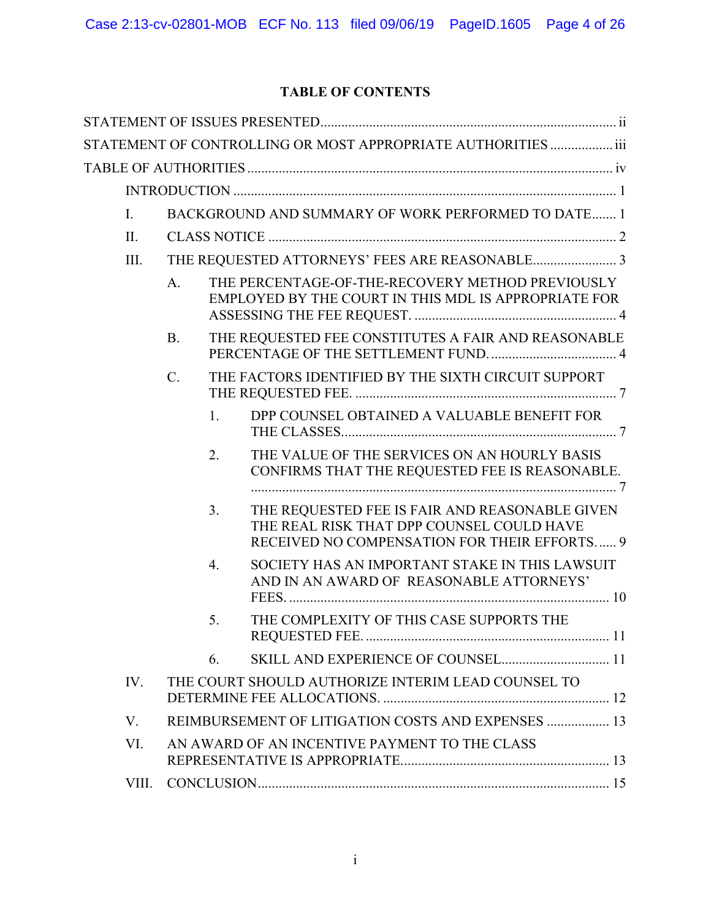# TABLE OF CONTENTS

STATEMENT OF ISSUES PRESENTED ..... ii

STATEMENT OF CONTROLLING OR MOST APPROPRIATE AUTHORITIES ..... iii

TABLE OF AUTHORITIES ..... iv

INTRODUCTION ..... 1

I. BACKGROUND AND SUMMARY OF WORK PERFORMED TO DATE ..... 1

II. CLASS NOTICE ..... 2

III. THE REQUESTED ATTORNEYS' FEES ARE REASONABLE ..... 3

- A. THE PERCENTAGE-OF-THE-RECOVERY METHOD PREVIOUSLY EMPLOYED BY THE COURT IN THIS MDL IS APPROPRIATE FOR ASSESSING THE FEE REQUEST. ..... 4
- B. THE REQUESTED FEE CONSTITUTES A FAIR AND REASONABLE PERCENTAGE OF THE SETTLEMENT FUND. ..... 4
- C. THE FACTORS IDENTIFIED BY THE SIXTH CIRCUIT SUPPORT THE REQUESTED FEE. ..... 7
  1. DPP COUNSEL OBTAINED A VALUABLE BENEFIT FOR THE CLASSES. ..... 7
  2. THE VALUE OF THE SERVICES ON AN HOURLY BASIS CONFIRMS THAT THE REQUESTED FEE IS REASONABLE. ..... 7
  3. THE REQUESTED FEE IS FAIR AND REASONABLE GIVEN THE REAL RISK THAT DPP COUNSEL COULD HAVE RECEIVED NO COMPENSATION FOR THEIR EFFORTS. ..... 9
  4. SOCIETY HAS AN IMPORTANT STAKE IN THIS LAWSUIT AND IN AN AWARD OF REASONABLE ATTORNEYS' FEES. ..... 10
  5. THE COMPLEXITY OF THIS CASE SUPPORTS THE REQUESTED FEE. ..... 11
  6. SKILL AND EXPERIENCE OF COUNSEL ..... 11

IV. THE COURT SHOULD AUTHORIZE INTERIM LEAD COUNSEL TO DETERMINE FEE ALLOCATIONS. ..... 12

V. REIMBURSEMENT OF LITIGATION COSTS AND EXPENSES ..... 13

VI. AN AWARD OF AN INCENTIVE PAYMENT TO THE CLASS REPRESENTATIVE IS APPROPRIATE ..... 13

VIII. CONCLUSION ..... 15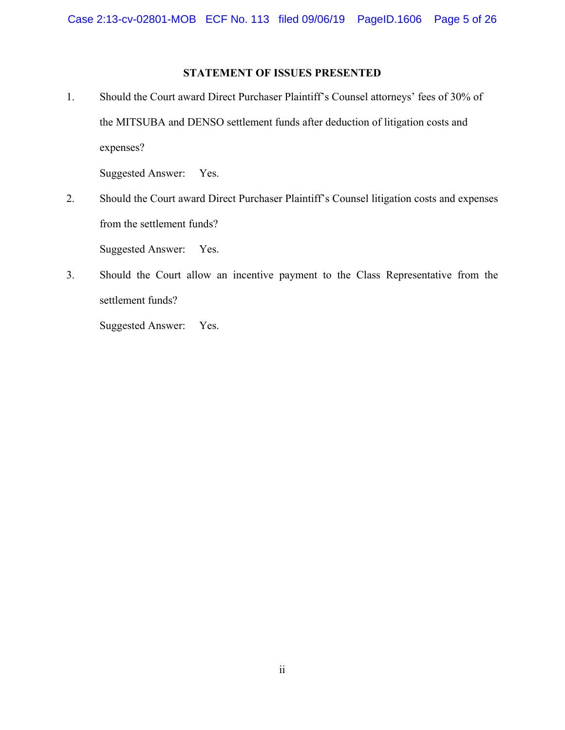## STATEMENT OF ISSUES PRESENTED

1. Should the Court award Direct Purchaser Plaintiff's Counsel attorneys' fees of 30% of the MITSUBA and DENSO settlement funds after deduction of litigation costs and expenses?

   Suggested Answer: Yes.

2. Should the Court award Direct Purchaser Plaintiff's Counsel litigation costs and expenses from the settlement funds?

   Suggested Answer: Yes.

3. Should the Court allow an incentive payment to the Class Representative from the settlement funds?

   Suggested Answer: Yes.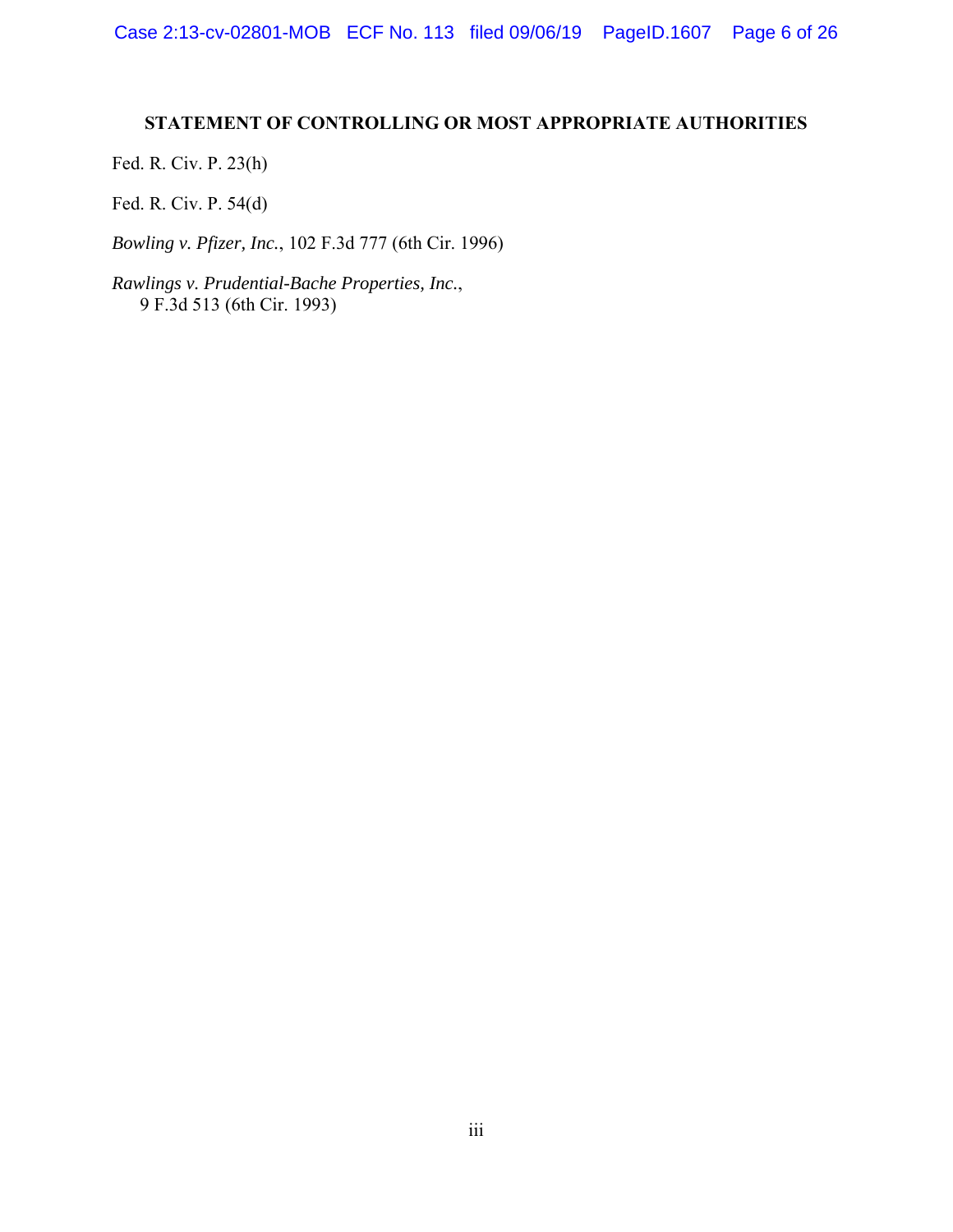## STATEMENT OF CONTROLLING OR MOST APPROPRIATE AUTHORITIES

Fed. R. Civ. P. 23(h)

Fed. R. Civ. P. 54(d)

*Bowling v. Pfizer, Inc.*, 102 F.3d 777 (6th Cir. 1996)

*Rawlings v. Prudential-Bache Properties, Inc.*, 9 F.3d 513 (6th Cir. 1993)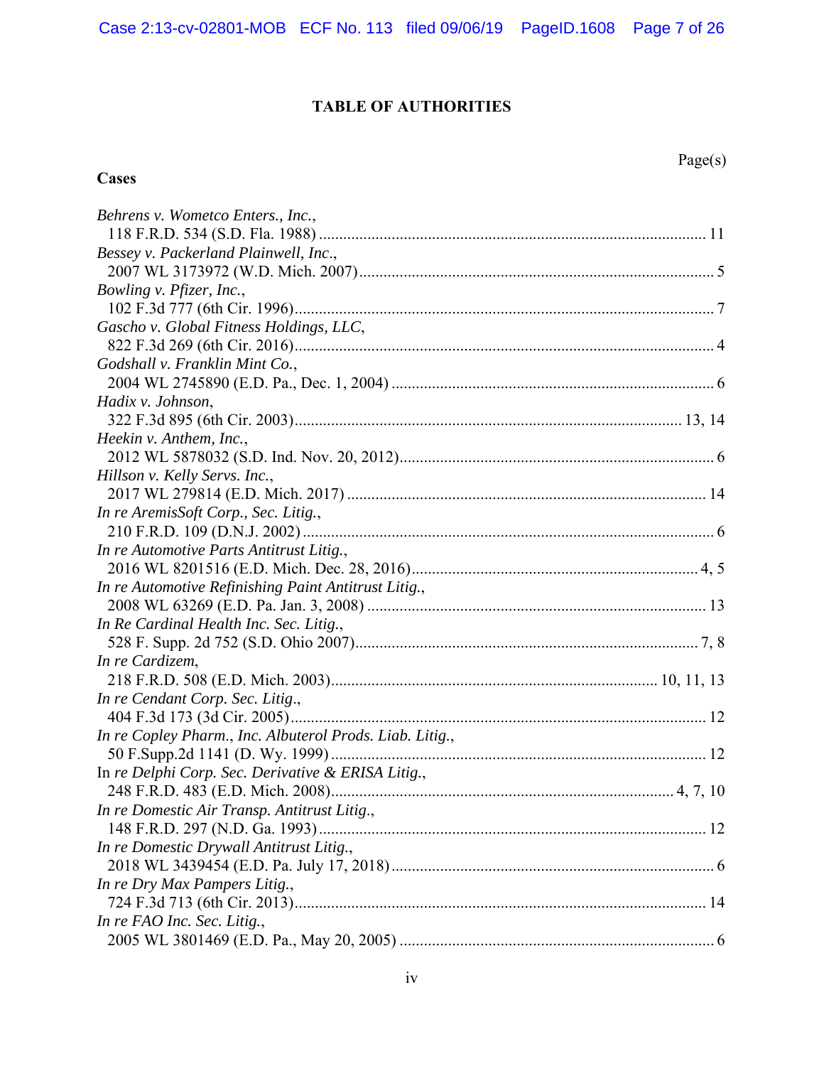## TABLE OF AUTHORITIES

Page(s)

### Cases

*Behrens v. Wometco Enters., Inc.*,
118 F.R.D. 534 (S.D. Fla. 1988) ............................................................ 11

*Bessey v. Packerland Plainwell, Inc*.,
2007 WL 3173972 (W.D. Mich. 2007) ............................................................ 5

*Bowling v. Pfizer, Inc.*,
102 F.3d 777 (6th Cir. 1996) ............................................................ 7

*Gascho v. Global Fitness Holdings, LLC*,
822 F.3d 269 (6th Cir. 2016) ............................................................ 4

*Godshall v. Franklin Mint Co.*,
2004 WL 2745890 (E.D. Pa., Dec. 1, 2004) ............................................................ 6

*Hadix v. Johnson*,
322 F.3d 895 (6th Cir. 2003) ............................................................ 13, 14

*Heekin v. Anthem, Inc.*,
2012 WL 5878032 (S.D. Ind. Nov. 20, 2012) ............................................................ 6

*Hillson v. Kelly Servs. Inc.*,
2017 WL 279814 (E.D. Mich. 2017) ............................................................ 14

*In re AremisSoft Corp., Sec. Litig.*,
210 F.R.D. 109 (D.N.J. 2002) ............................................................ 6

*In re Automotive Parts Antitrust Litig.*,
2016 WL 8201516 (E.D. Mich. Dec. 28, 2016) ............................................................ 4, 5

*In re Automotive Refinishing Paint Antitrust Litig.*,
2008 WL 63269 (E.D. Pa. Jan. 3, 2008) ............................................................ 13

*In Re Cardinal Health Inc. Sec. Litig.*,
528 F. Supp. 2d 752 (S.D. Ohio 2007) ............................................................ 7, 8

*In re Cardizem*,
218 F.R.D. 508 (E.D. Mich. 2003) ............................................................ 10, 11, 13

*In re Cendant Corp. Sec. Litig*.,
404 F.3d 173 (3d Cir. 2005) ............................................................ 12

*In re Copley Pharm*., *Inc. Albuterol Prods. Liab. Litig.*,
50 F.Supp.2d 1141 (D. Wy. 1999) ............................................................ 12

In *re Delphi Corp. Sec. Derivative & ERISA Litig.*,
248 F.R.D. 483 (E.D. Mich. 2008) ............................................................ 4, 7, 10

*In re Domestic Air Transp. Antitrust Litig*.,
148 F.R.D. 297 (N.D. Ga. 1993) ............................................................ 12

*In re Domestic Drywall Antitrust Litig.*,
2018 WL 3439454 (E.D. Pa. July 17, 2018) ............................................................ 6

*In re Dry Max Pampers Litig.*,
724 F.3d 713 (6th Cir. 2013) ............................................................ 14

*In re FAO Inc. Sec. Litig.*,
2005 WL 3801469 (E.D. Pa., May 20, 2005) ............................................................ 6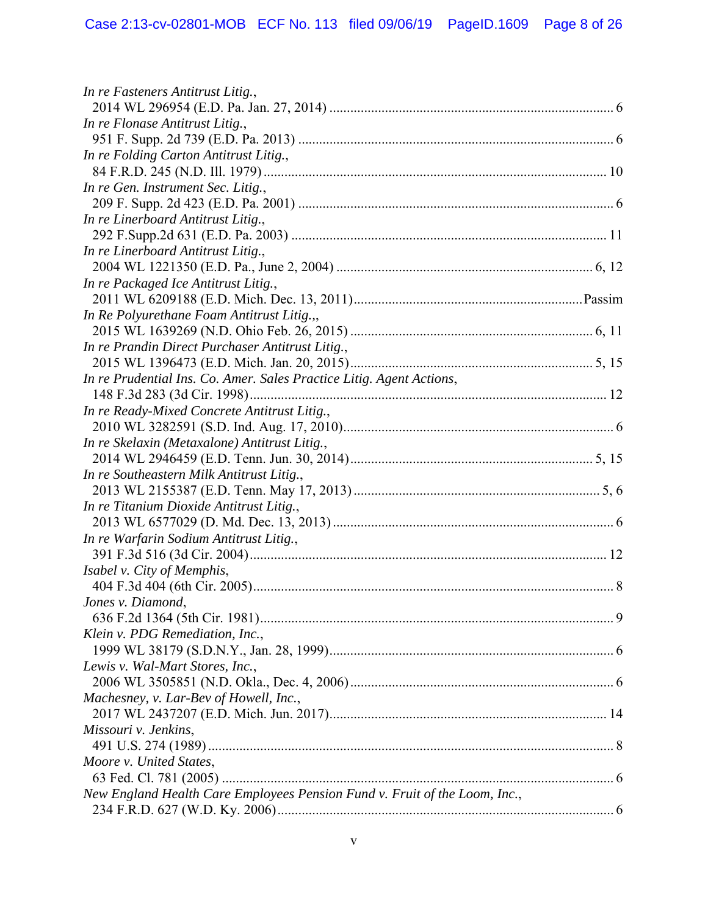*In re Fasteners Antitrust Litig.*,
2014 WL 296954 (E.D. Pa. Jan. 27, 2014) .................................................................................. 6

*In re Flonase Antitrust Litig.*,
951 F. Supp. 2d 739 (E.D. Pa. 2013) ........................................................................................... 6

*In re Folding Carton Antitrust Litig.*,
84 F.R.D. 245 (N.D. Ill. 1979) .................................................................................................. 10

*In re Gen. Instrument Sec. Litig.*,
209 F. Supp. 2d 423 (E.D. Pa. 2001) ........................................................................................... 6

*In re Linerboard Antitrust Litig.*,
292 F.Supp.2d 631 (E.D. Pa. 2003) ........................................................................................... 11

*In re Linerboard Antitrust Litig.*,
2004 WL 1221350 (E.D. Pa., June 2, 2004) .......................................................................... 6, 12

*In re Packaged Ice Antitrust Litig.*,
2011 WL 6209188 (E.D. Mich. Dec. 13, 2011) .................................................................. Passim

*In Re Polyurethane Foam Antitrust Litig.*,,
2015 WL 1639269 (N.D. Ohio Feb. 26, 2015) ..................................................................... 6, 11

*In re Prandin Direct Purchaser Antitrust Litig.*,
2015 WL 1396473 (E.D. Mich. Jan. 20, 2015) ..................................................................... 5, 15

*In re Prudential Ins. Co. Amer. Sales Practice Litig. Agent Actions*,
148 F.3d 283 (3d Cir. 1998) ...................................................................................................... 12

*In re Ready-Mixed Concrete Antitrust Litig.*,
2010 WL 3282591 (S.D. Ind. Aug. 17, 2010) .............................................................................. 6

*In re Skelaxin (Metaxalone) Antitrust Litig.*,
2014 WL 2946459 (E.D. Tenn. Jun. 30, 2014) ..................................................................... 5, 15

*In re Southeastern Milk Antitrust Litig.*,
2013 WL 2155387 (E.D. Tenn. May 17, 2013) ....................................................................... 5, 6

*In re Titanium Dioxide Antitrust Litig.*,
2013 WL 6577029 (D. Md. Dec. 13, 2013) ................................................................................. 6

*In re Warfarin Sodium Antitrust Litig.*,
391 F.3d 516 (3d Cir. 2004) ...................................................................................................... 12

*Isabel v. City of Memphis*,
404 F.3d 404 (6th Cir. 2005) ........................................................................................................ 8

*Jones v. Diamond*,
636 F.2d 1364 (5th Cir. 1981) ...................................................................................................... 9

*Klein v. PDG Remediation, Inc.*,
1999 WL 38179 (S.D.N.Y., Jan. 28, 1999) .................................................................................. 6

*Lewis v. Wal-Mart Stores, Inc.*,
2006 WL 3505851 (N.D. Okla., Dec. 4, 2006) ............................................................................ 6

*Machesney, v. Lar-Bev of Howell, Inc.*,
2017 WL 2437207 (E.D. Mich. Jun. 2017) ................................................................................ 14

*Missouri v. Jenkins*,
491 U.S. 274 (1989) ..................................................................................................................... 8

*Moore v. United States*,
63 Fed. Cl. 781 (2005) ................................................................................................................. 6

*New England Health Care Employees Pension Fund v. Fruit of the Loom, Inc.*,
234 F.R.D. 627 (W.D. Ky. 2006) ................................................................................................. 6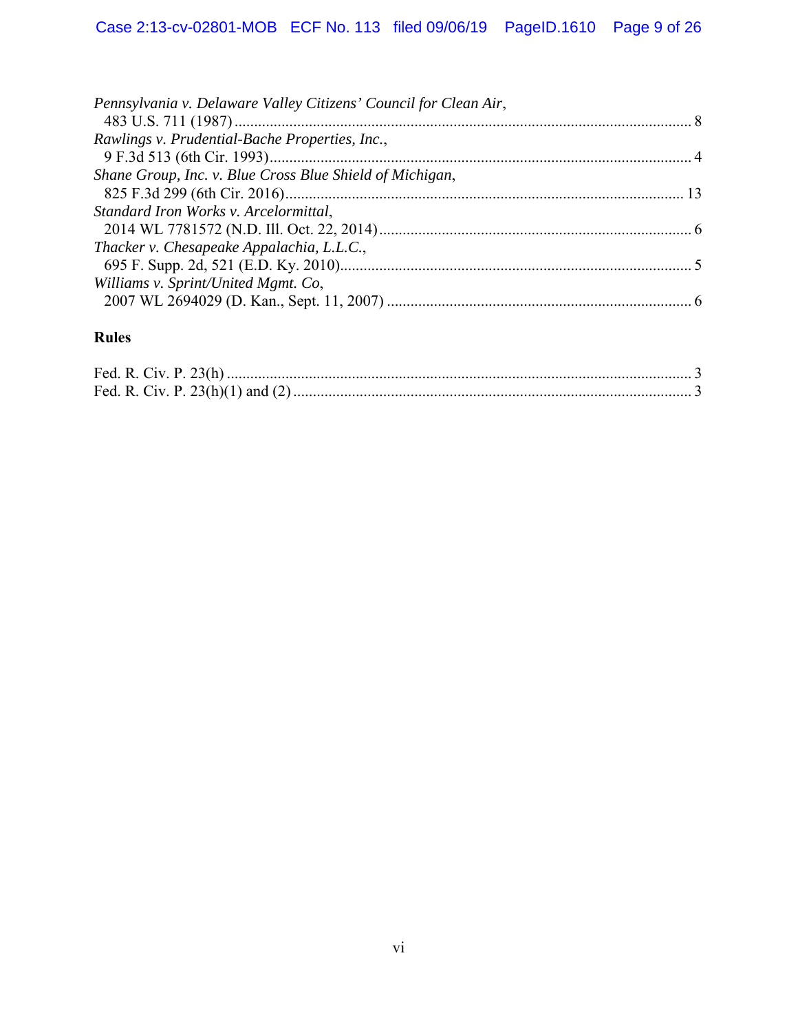*Pennsylvania v. Delaware Valley Citizens' Council for Clean Air*,
483 U.S. 711 (1987) ..................................................................................................................... 8

*Rawlings v. Prudential-Bache Properties, Inc.*,
9 F.3d 513 (6th Cir. 1993)............................................................................................................ 4

*Shane Group, Inc. v. Blue Cross Blue Shield of Michigan*,
825 F.3d 299 (6th Cir. 2016)...................................................................................................... 13

*Standard Iron Works v. Arcelormittal*,
2014 WL 7781572 (N.D. Ill. Oct. 22, 2014) ................................................................................ 6

*Thacker v. Chesapeake Appalachia, L.L.C.*,
695 F. Supp. 2d, 521 (E.D. Ky. 2010).......................................................................................... 5

*Williams v. Sprint/United Mgmt. Co*,
2007 WL 2694029 (D. Kan., Sept. 11, 2007) .............................................................................. 6

## Rules

Fed. R. Civ. P. 23(h) ....................................................................................................................... 3

Fed. R. Civ. P. 23(h)(1) and (2) ....................................................................................................... 3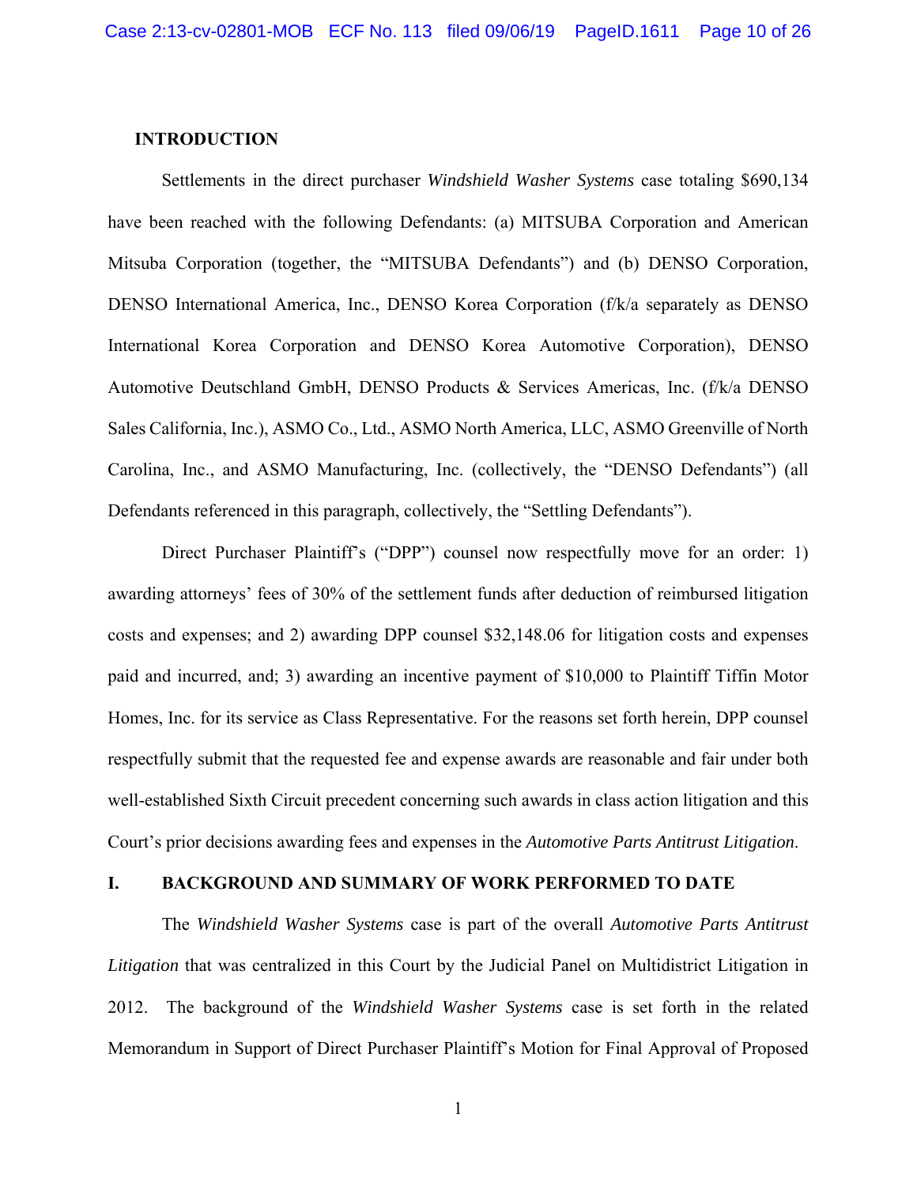## INTRODUCTION

Settlements in the direct purchaser *Windshield Washer Systems* case totaling $690,134 have been reached with the following Defendants: (a) MITSUBA Corporation and American Mitsuba Corporation (together, the "MITSUBA Defendants") and (b) DENSO Corporation, DENSO International America, Inc., DENSO Korea Corporation (f/k/a separately as DENSO International Korea Corporation and DENSO Korea Automotive Corporation), DENSO Automotive Deutschland GmbH, DENSO Products & Services Americas, Inc. (f/k/a DENSO Sales California, Inc.), ASMO Co., Ltd., ASMO North America, LLC, ASMO Greenville of North Carolina, Inc., and ASMO Manufacturing, Inc. (collectively, the "DENSO Defendants") (all Defendants referenced in this paragraph, collectively, the "Settling Defendants").

Direct Purchaser Plaintiff's ("DPP") counsel now respectfully move for an order: 1) awarding attorneys' fees of 30% of the settlement funds after deduction of reimbursed litigation costs and expenses; and 2) awarding DPP counsel $32,148.06 for litigation costs and expenses paid and incurred, and; 3) awarding an incentive payment of $10,000 to Plaintiff Tiffin Motor Homes, Inc. for its service as Class Representative. For the reasons set forth herein, DPP counsel respectfully submit that the requested fee and expense awards are reasonable and fair under both well-established Sixth Circuit precedent concerning such awards in class action litigation and this Court's prior decisions awarding fees and expenses in the *Automotive Parts Antitrust Litigation*.

## I. BACKGROUND AND SUMMARY OF WORK PERFORMED TO DATE

The *Windshield Washer Systems* case is part of the overall *Automotive Parts Antitrust Litigation* that was centralized in this Court by the Judicial Panel on Multidistrict Litigation in 2012. The background of the *Windshield Washer Systems* case is set forth in the related Memorandum in Support of Direct Purchaser Plaintiff's Motion for Final Approval of Proposed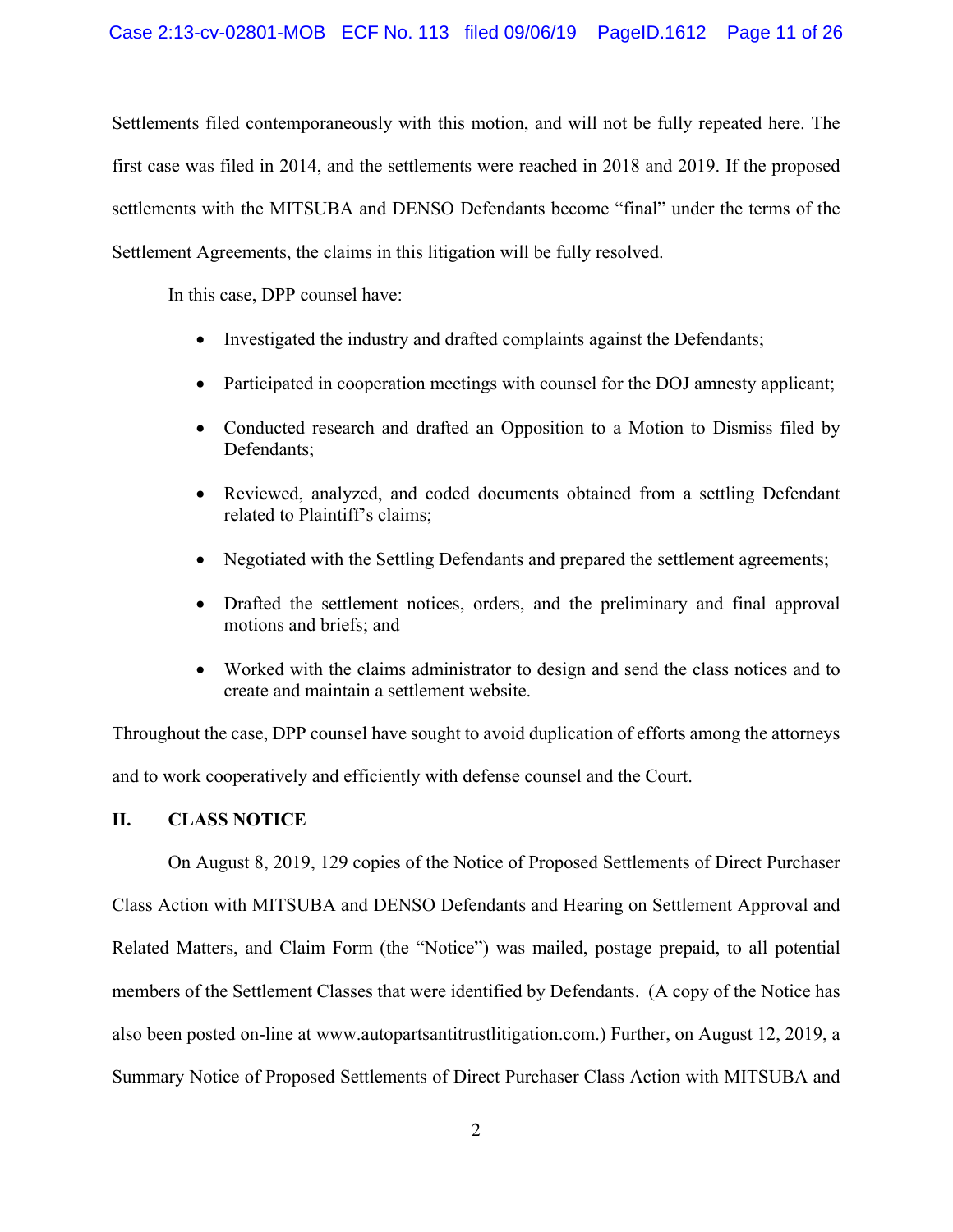Settlements filed contemporaneously with this motion, and will not be fully repeated here. The first case was filed in 2014, and the settlements were reached in 2018 and 2019. If the proposed settlements with the MITSUBA and DENSO Defendants become "final" under the terms of the Settlement Agreements, the claims in this litigation will be fully resolved.

In this case, DPP counsel have:

- Investigated the industry and drafted complaints against the Defendants;
- Participated in cooperation meetings with counsel for the DOJ amnesty applicant;
- Conducted research and drafted an Opposition to a Motion to Dismiss filed by Defendants;
- Reviewed, analyzed, and coded documents obtained from a settling Defendant related to Plaintiff's claims;
- Negotiated with the Settling Defendants and prepared the settlement agreements;
- Drafted the settlement notices, orders, and the preliminary and final approval motions and briefs; and
- Worked with the claims administrator to design and send the class notices and to create and maintain a settlement website.

Throughout the case, DPP counsel have sought to avoid duplication of efforts among the attorneys and to work cooperatively and efficiently with defense counsel and the Court.

## II. CLASS NOTICE

On August 8, 2019, 129 copies of the Notice of Proposed Settlements of Direct Purchaser Class Action with MITSUBA and DENSO Defendants and Hearing on Settlement Approval and Related Matters, and Claim Form (the "Notice") was mailed, postage prepaid, to all potential members of the Settlement Classes that were identified by Defendants. (A copy of the Notice has also been posted on-line at www.autopartsantitrustlitigation.com.) Further, on August 12, 2019, a Summary Notice of Proposed Settlements of Direct Purchaser Class Action with MITSUBA and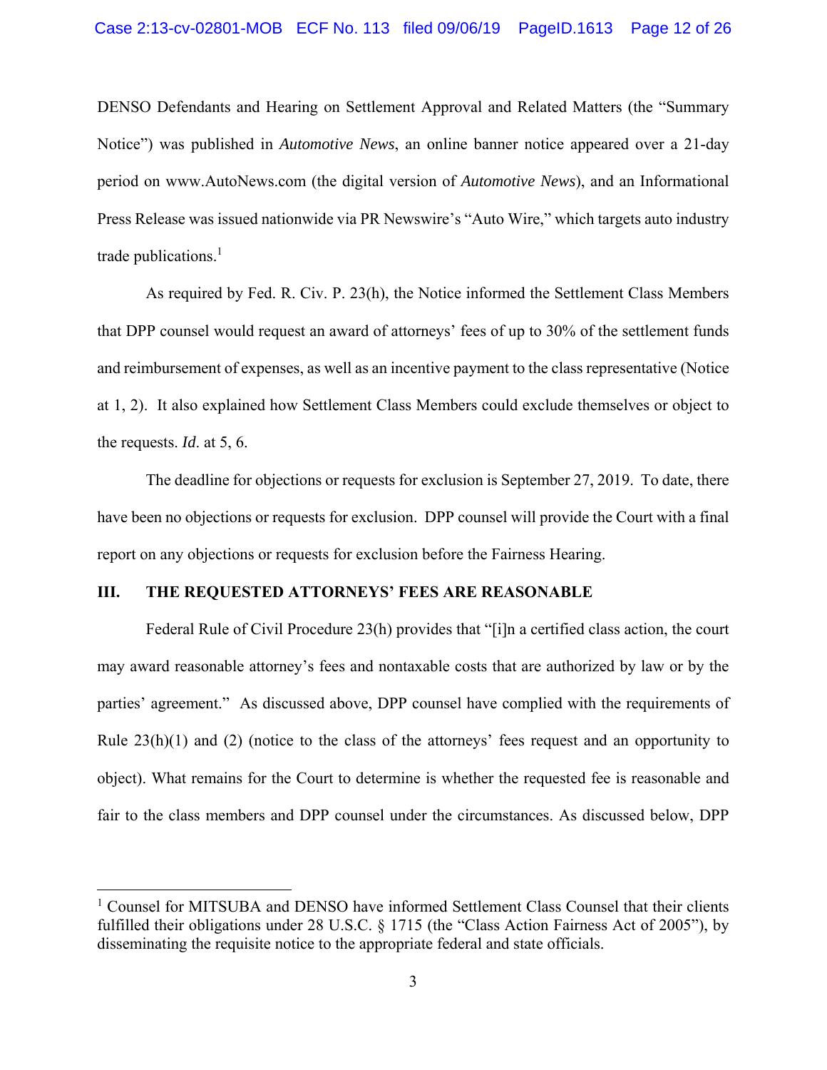DENSO Defendants and Hearing on Settlement Approval and Related Matters (the "Summary Notice") was published in *Automotive News*, an online banner notice appeared over a 21-day period on www.AutoNews.com (the digital version of *Automotive News*), and an Informational Press Release was issued nationwide via PR Newswire's "Auto Wire," which targets auto industry trade publications.[1]

As required by Fed. R. Civ. P. 23(h), the Notice informed the Settlement Class Members that DPP counsel would request an award of attorneys' fees of up to 30% of the settlement funds and reimbursement of expenses, as well as an incentive payment to the class representative (Notice at 1, 2). It also explained how Settlement Class Members could exclude themselves or object to the requests. *Id*. at 5, 6.

The deadline for objections or requests for exclusion is September 27, 2019. To date, there have been no objections or requests for exclusion. DPP counsel will provide the Court with a final report on any objections or requests for exclusion before the Fairness Hearing.

## III. THE REQUESTED ATTORNEYS' FEES ARE REASONABLE

Federal Rule of Civil Procedure 23(h) provides that "[i]n a certified class action, the court may award reasonable attorney's fees and nontaxable costs that are authorized by law or by the parties' agreement." As discussed above, DPP counsel have complied with the requirements of Rule 23(h)(1) and (2) (notice to the class of the attorneys' fees request and an opportunity to object). What remains for the Court to determine is whether the requested fee is reasonable and fair to the class members and DPP counsel under the circumstances. As discussed below, DPP

---

[1] Counsel for MITSUBA and DENSO have informed Settlement Class Counsel that their clients fulfilled their obligations under 28 U.S.C. § 1715 (the "Class Action Fairness Act of 2005"), by disseminating the requisite notice to the appropriate federal and state officials.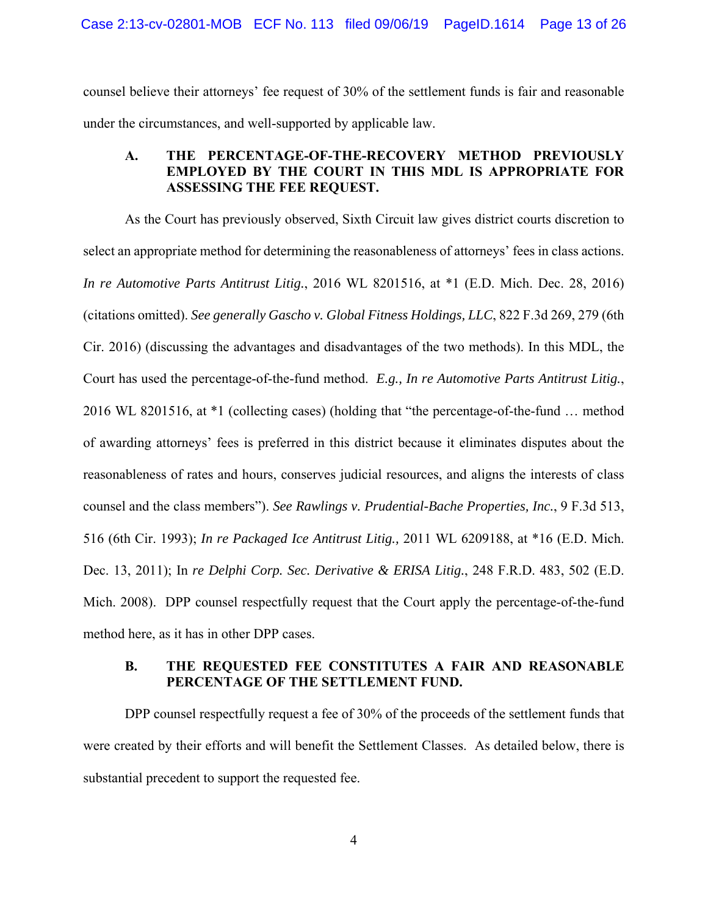counsel believe their attorneys' fee request of 30% of the settlement funds is fair and reasonable under the circumstances, and well-supported by applicable law.

### A. THE PERCENTAGE-OF-THE-RECOVERY METHOD PREVIOUSLY EMPLOYED BY THE COURT IN THIS MDL IS APPROPRIATE FOR ASSESSING THE FEE REQUEST.

As the Court has previously observed, Sixth Circuit law gives district courts discretion to select an appropriate method for determining the reasonableness of attorneys' fees in class actions. *In re Automotive Parts Antitrust Litig.*, 2016 WL 8201516, at *1 (E.D. Mich. Dec. 28, 2016) (citations omitted). *See generally Gascho v. Global Fitness Holdings, LLC*, 822 F.3d 269, 279 (6th Cir. 2016) (discussing the advantages and disadvantages of the two methods). In this MDL, the Court has used the percentage-of-the-fund method. *E.g., In re Automotive Parts Antitrust Litig.*, 2016 WL 8201516, at *1 (collecting cases) (holding that "the percentage-of-the-fund … method of awarding attorneys' fees is preferred in this district because it eliminates disputes about the reasonableness of rates and hours, conserves judicial resources, and aligns the interests of class counsel and the class members"). *See Rawlings v. Prudential-Bache Properties, Inc.*, 9 F.3d 513, 516 (6th Cir. 1993); *In re Packaged Ice Antitrust Litig.,* 2011 WL 6209188, at *16 (E.D. Mich. Dec. 13, 2011); In *re Delphi Corp. Sec. Derivative & ERISA Litig.*, 248 F.R.D. 483, 502 (E.D. Mich. 2008). DPP counsel respectfully request that the Court apply the percentage-of-the-fund method here, as it has in other DPP cases.

### B. THE REQUESTED FEE CONSTITUTES A FAIR AND REASONABLE PERCENTAGE OF THE SETTLEMENT FUND.

DPP counsel respectfully request a fee of 30% of the proceeds of the settlement funds that were created by their efforts and will benefit the Settlement Classes. As detailed below, there is substantial precedent to support the requested fee.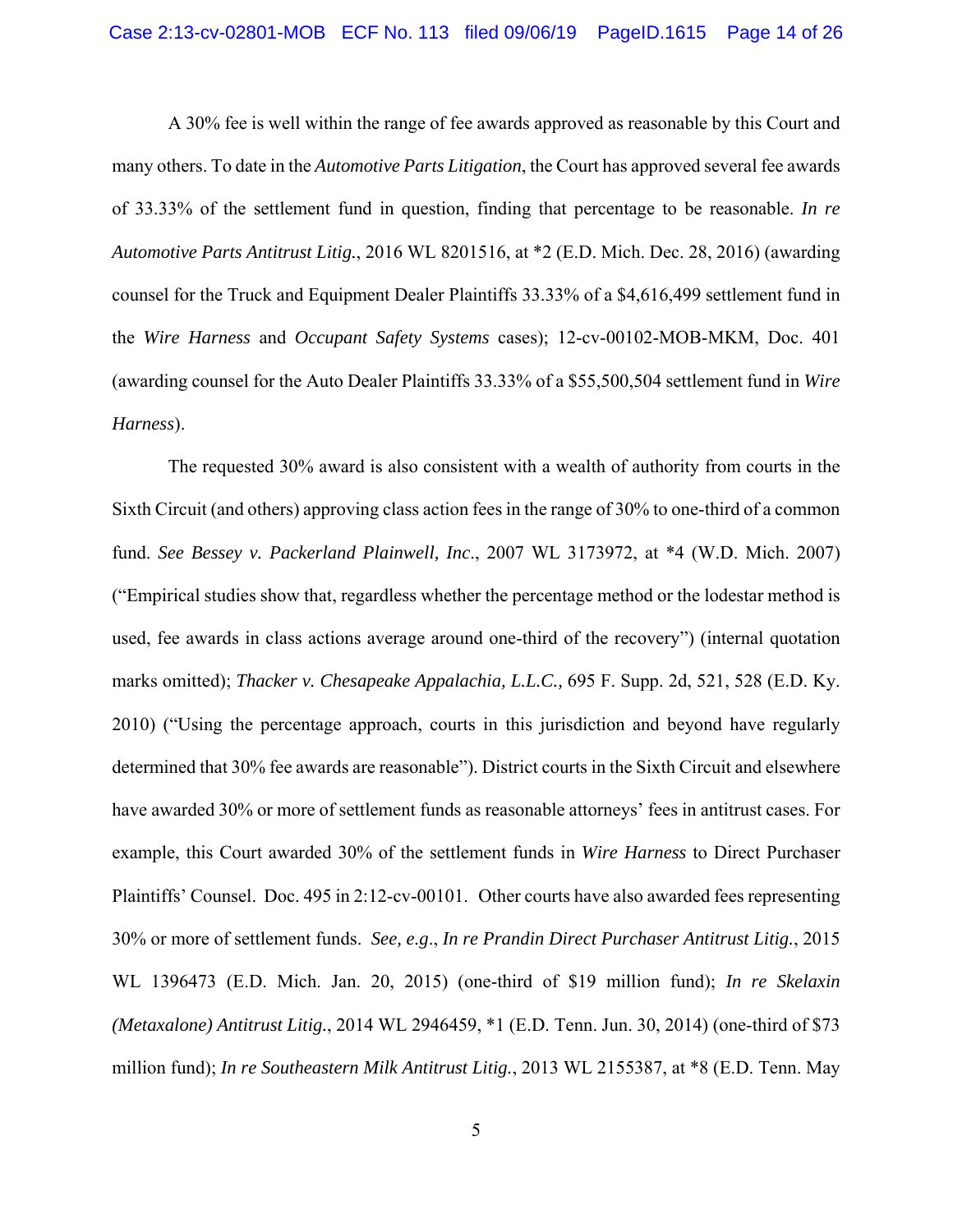A 30% fee is well within the range of fee awards approved as reasonable by this Court and many others. To date in the *Automotive Parts Litigation*, the Court has approved several fee awards of 33.33% of the settlement fund in question, finding that percentage to be reasonable. *In re Automotive Parts Antitrust Litig.*, 2016 WL 8201516, at *2 (E.D. Mich. Dec. 28, 2016) (awarding counsel for the Truck and Equipment Dealer Plaintiffs 33.33% of a $4,616,499 settlement fund in the *Wire Harness* and *Occupant Safety Systems* cases); 12-cv-00102-MOB-MKM, Doc. 401 (awarding counsel for the Auto Dealer Plaintiffs 33.33% of a $55,500,504 settlement fund in *Wire Harness*).

The requested 30% award is also consistent with a wealth of authority from courts in the Sixth Circuit (and others) approving class action fees in the range of 30% to one-third of a common fund. *See Bessey v. Packerland Plainwell, Inc.*, 2007 WL 3173972, at *4 (W.D. Mich. 2007) ("Empirical studies show that, regardless whether the percentage method or the lodestar method is used, fee awards in class actions average around one-third of the recovery") (internal quotation marks omitted); *Thacker v. Chesapeake Appalachia, L.L.C.,* 695 F. Supp. 2d, 521, 528 (E.D. Ky. 2010) ("Using the percentage approach, courts in this jurisdiction and beyond have regularly determined that 30% fee awards are reasonable"). District courts in the Sixth Circuit and elsewhere have awarded 30% or more of settlement funds as reasonable attorneys' fees in antitrust cases. For example, this Court awarded 30% of the settlement funds in *Wire Harness* to Direct Purchaser Plaintiffs' Counsel. Doc. 495 in 2:12-cv-00101. Other courts have also awarded fees representing 30% or more of settlement funds. *See, e.g*., *In re Prandin Direct Purchaser Antitrust Litig.*, 2015 WL 1396473 (E.D. Mich. Jan. 20, 2015) (one-third of $19 million fund); *In re Skelaxin (Metaxalone) Antitrust Litig.*, 2014 WL 2946459, *1 (E.D. Tenn. Jun. 30, 2014) (one-third of $73 million fund); *In re Southeastern Milk Antitrust Litig.*, 2013 WL 2155387, at *8 (E.D. Tenn. May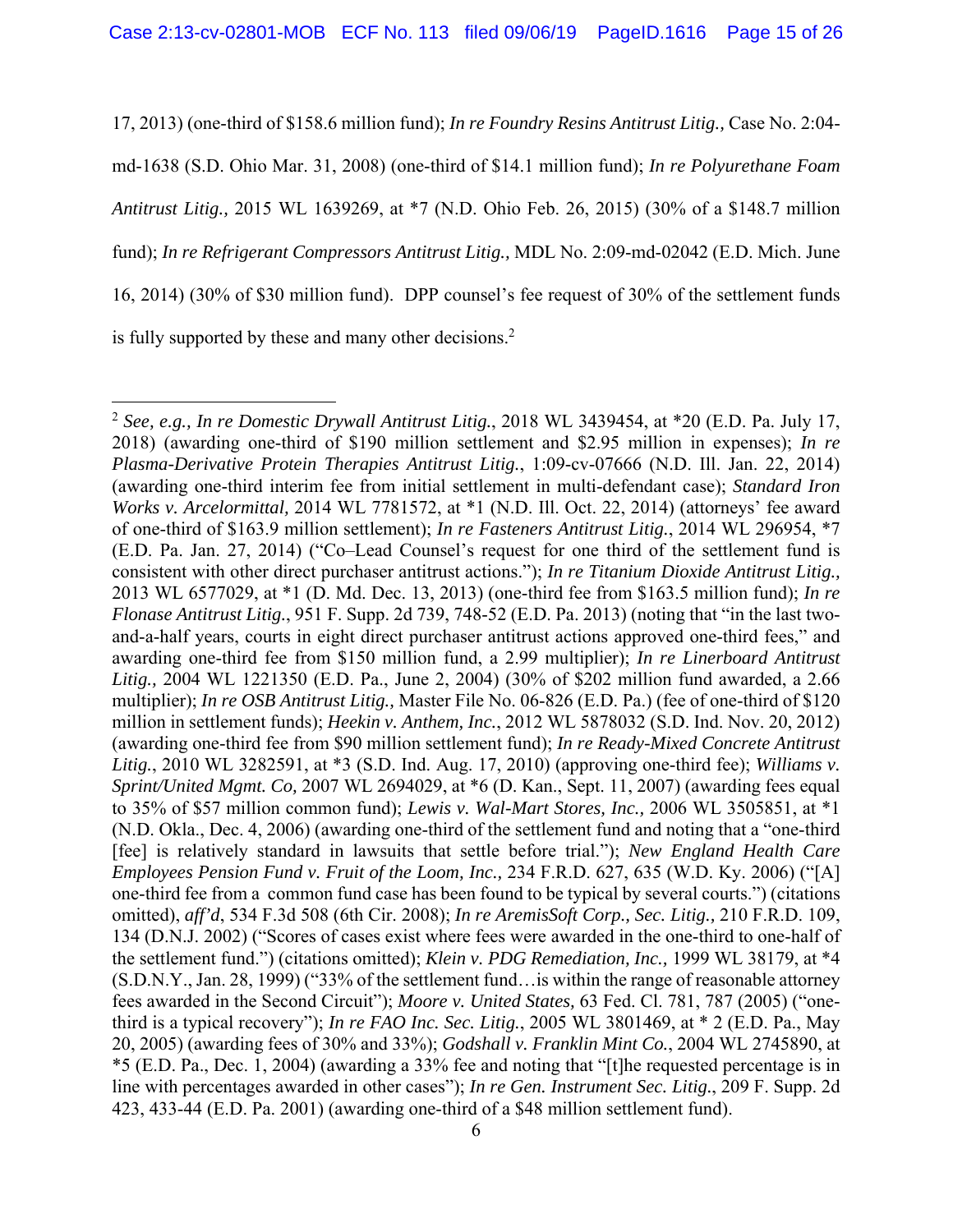17, 2013) (one-third of $158.6 million fund); *In re Foundry Resins Antitrust Litig.,* Case No. 2:04-md-1638 (S.D. Ohio Mar. 31, 2008) (one-third of $14.1 million fund); *In re Polyurethane Foam Antitrust Litig.,* 2015 WL 1639269, at *7 (N.D. Ohio Feb. 26, 2015) (30% of a $148.7 million fund); *In re Refrigerant Compressors Antitrust Litig.,* MDL No. 2:09-md-02042 (E.D. Mich. June 16, 2014) (30% of $30 million fund). DPP counsel's fee request of 30% of the settlement funds is fully supported by these and many other decisions.[2]

---

[2] *See, e.g., In re Domestic Drywall Antitrust Litig.*, 2018 WL 3439454, at *20 (E.D. Pa. July 17, 2018) (awarding one-third of $190 million settlement and $2.95 million in expenses); *In re Plasma-Derivative Protein Therapies Antitrust Litig.*, 1:09-cv-07666 (N.D. Ill. Jan. 22, 2014) (awarding one-third interim fee from initial settlement in multi-defendant case); *Standard Iron Works v. Arcelormittal,* 2014 WL 7781572, at *1 (N.D. Ill. Oct. 22, 2014) (attorneys' fee award of one-third of $163.9 million settlement); *In re Fasteners Antitrust Litig.*, 2014 WL 296954, *7 (E.D. Pa. Jan. 27, 2014) ("Co–Lead Counsel's request for one third of the settlement fund is consistent with other direct purchaser antitrust actions."); *In re Titanium Dioxide Antitrust Litig.,* 2013 WL 6577029, at *1 (D. Md. Dec. 13, 2013) (one-third fee from $163.5 million fund); *In re Flonase Antitrust Litig.*, 951 F. Supp. 2d 739, 748-52 (E.D. Pa. 2013) (noting that "in the last two-and-a-half years, courts in eight direct purchaser antitrust actions approved one-third fees," and awarding one-third fee from $150 million fund, a 2.99 multiplier); *In re Linerboard Antitrust Litig.,* 2004 WL 1221350 (E.D. Pa., June 2, 2004) (30% of $202 million fund awarded, a 2.66 multiplier); *In re OSB Antitrust Litig.,* Master File No. 06-826 (E.D. Pa.) (fee of one-third of $120 million in settlement funds); *Heekin v. Anthem, Inc.*, 2012 WL 5878032 (S.D. Ind. Nov. 20, 2012) (awarding one-third fee from $90 million settlement fund); *In re Ready-Mixed Concrete Antitrust Litig.*, 2010 WL 3282591, at *3 (S.D. Ind. Aug. 17, 2010) (approving one-third fee); *Williams v. Sprint/United Mgmt. Co,* 2007 WL 2694029, at *6 (D. Kan., Sept. 11, 2007) (awarding fees equal to 35% of $57 million common fund); *Lewis v. Wal-Mart Stores, Inc.,* 2006 WL 3505851, at *1 (N.D. Okla., Dec. 4, 2006) (awarding one-third of the settlement fund and noting that a "one-third [fee] is relatively standard in lawsuits that settle before trial."); *New England Health Care Employees Pension Fund v. Fruit of the Loom, Inc.,* 234 F.R.D. 627, 635 (W.D. Ky. 2006) ("[A] one-third fee from a common fund case has been found to be typical by several courts.") (citations omitted), *aff'd*, 534 F.3d 508 (6th Cir. 2008); *In re AremisSoft Corp., Sec. Litig.,* 210 F.R.D. 109, 134 (D.N.J. 2002) ("Scores of cases exist where fees were awarded in the one-third to one-half of the settlement fund.") (citations omitted); *Klein v. PDG Remediation, Inc.,* 1999 WL 38179, at *4 (S.D.N.Y., Jan. 28, 1999) ("33% of the settlement fund…is within the range of reasonable attorney fees awarded in the Second Circuit"); *Moore v. United States,* 63 Fed. Cl. 781, 787 (2005) ("one-third is a typical recovery"); *In re FAO Inc. Sec. Litig.*, 2005 WL 3801469, at * 2 (E.D. Pa., May 20, 2005) (awarding fees of 30% and 33%); *Godshall v. Franklin Mint Co.*, 2004 WL 2745890, at *5 (E.D. Pa., Dec. 1, 2004) (awarding a 33% fee and noting that "[t]he requested percentage is in line with percentages awarded in other cases"); *In re Gen. Instrument Sec. Litig*., 209 F. Supp. 2d 423, 433-44 (E.D. Pa. 2001) (awarding one-third of a $48 million settlement fund).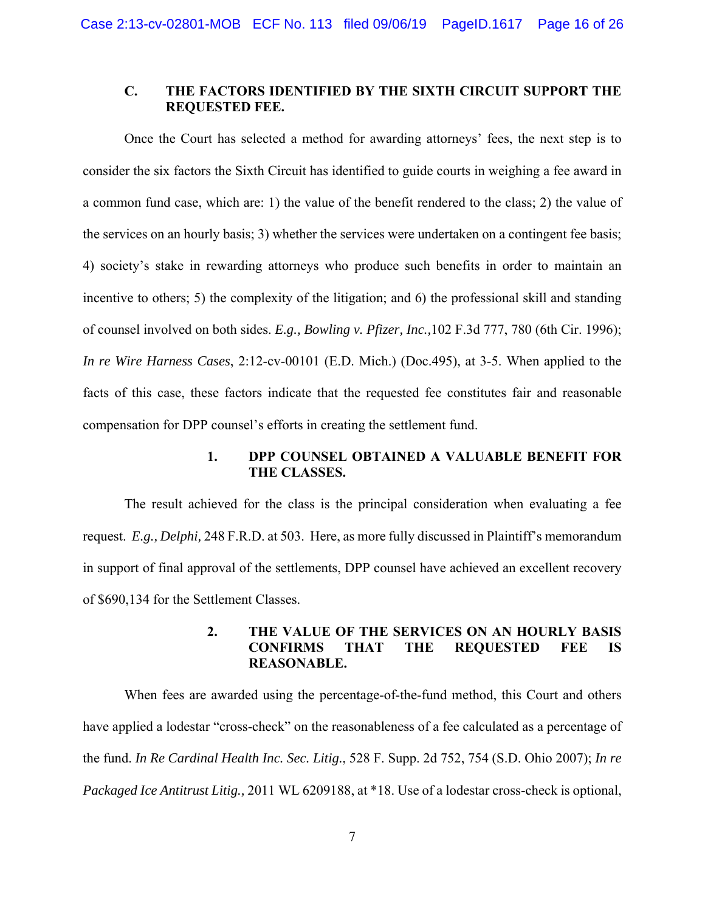### C. THE FACTORS IDENTIFIED BY THE SIXTH CIRCUIT SUPPORT THE REQUESTED FEE.

Once the Court has selected a method for awarding attorneys' fees, the next step is to consider the six factors the Sixth Circuit has identified to guide courts in weighing a fee award in a common fund case, which are: 1) the value of the benefit rendered to the class; 2) the value of the services on an hourly basis; 3) whether the services were undertaken on a contingent fee basis; 4) society's stake in rewarding attorneys who produce such benefits in order to maintain an incentive to others; 5) the complexity of the litigation; and 6) the professional skill and standing of counsel involved on both sides. *E.g., Bowling v. Pfizer, Inc.,*102 F.3d 777, 780 (6th Cir. 1996); *In re Wire Harness Cases*, 2:12-cv-00101 (E.D. Mich.) (Doc.495), at 3-5. When applied to the facts of this case, these factors indicate that the requested fee constitutes fair and reasonable compensation for DPP counsel's efforts in creating the settlement fund.

#### 1. DPP COUNSEL OBTAINED A VALUABLE BENEFIT FOR THE CLASSES.

The result achieved for the class is the principal consideration when evaluating a fee request. *E.g., Delphi,* 248 F.R.D. at 503. Here, as more fully discussed in Plaintiff's memorandum in support of final approval of the settlements, DPP counsel have achieved an excellent recovery of $690,134 for the Settlement Classes.

#### 2. THE VALUE OF THE SERVICES ON AN HOURLY BASIS CONFIRMS THAT THE REQUESTED FEE IS REASONABLE.

When fees are awarded using the percentage-of-the-fund method, this Court and others have applied a lodestar "cross-check" on the reasonableness of a fee calculated as a percentage of the fund. *In Re Cardinal Health Inc. Sec. Litig.*, 528 F. Supp. 2d 752, 754 (S.D. Ohio 2007); *In re Packaged Ice Antitrust Litig.,* 2011 WL 6209188, at *18. Use of a lodestar cross-check is optional,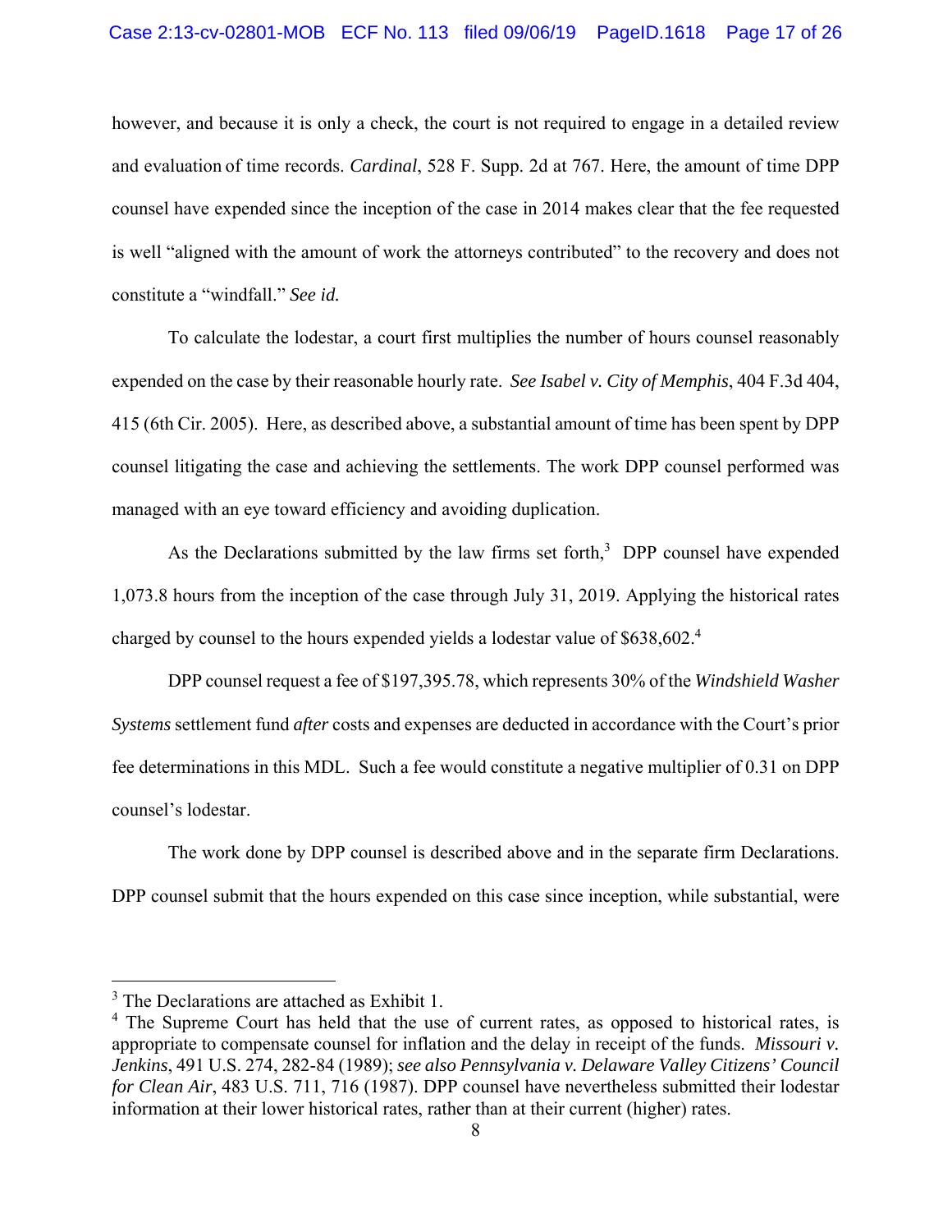however, and because it is only a check, the court is not required to engage in a detailed review and evaluation of time records. *Cardinal*, 528 F. Supp. 2d at 767. Here, the amount of time DPP counsel have expended since the inception of the case in 2014 makes clear that the fee requested is well "aligned with the amount of work the attorneys contributed" to the recovery and does not constitute a "windfall." *See id.*

To calculate the lodestar, a court first multiplies the number of hours counsel reasonably expended on the case by their reasonable hourly rate. *See Isabel v. City of Memphis*, 404 F.3d 404, 415 (6th Cir. 2005). Here, as described above, a substantial amount of time has been spent by DPP counsel litigating the case and achieving the settlements. The work DPP counsel performed was managed with an eye toward efficiency and avoiding duplication.

As the Declarations submitted by the law firms set forth,[3] DPP counsel have expended 1,073.8 hours from the inception of the case through July 31, 2019. Applying the historical rates charged by counsel to the hours expended yields a lodestar value of $638,602.[4]

DPP counsel request a fee of $197,395.78, which represents 30% of the *Windshield Washer Systems* settlement fund *after* costs and expenses are deducted in accordance with the Court's prior fee determinations in this MDL. Such a fee would constitute a negative multiplier of 0.31 on DPP counsel's lodestar.

The work done by DPP counsel is described above and in the separate firm Declarations. DPP counsel submit that the hours expended on this case since inception, while substantial, were

---

[3] The Declarations are attached as Exhibit 1.

[4] The Supreme Court has held that the use of current rates, as opposed to historical rates, is appropriate to compensate counsel for inflation and the delay in receipt of the funds. *Missouri v. Jenkins*, 491 U.S. 274, 282-84 (1989); *see also Pennsylvania v. Delaware Valley Citizens' Council for Clean Air*, 483 U.S. 711, 716 (1987). DPP counsel have nevertheless submitted their lodestar information at their lower historical rates, rather than at their current (higher) rates.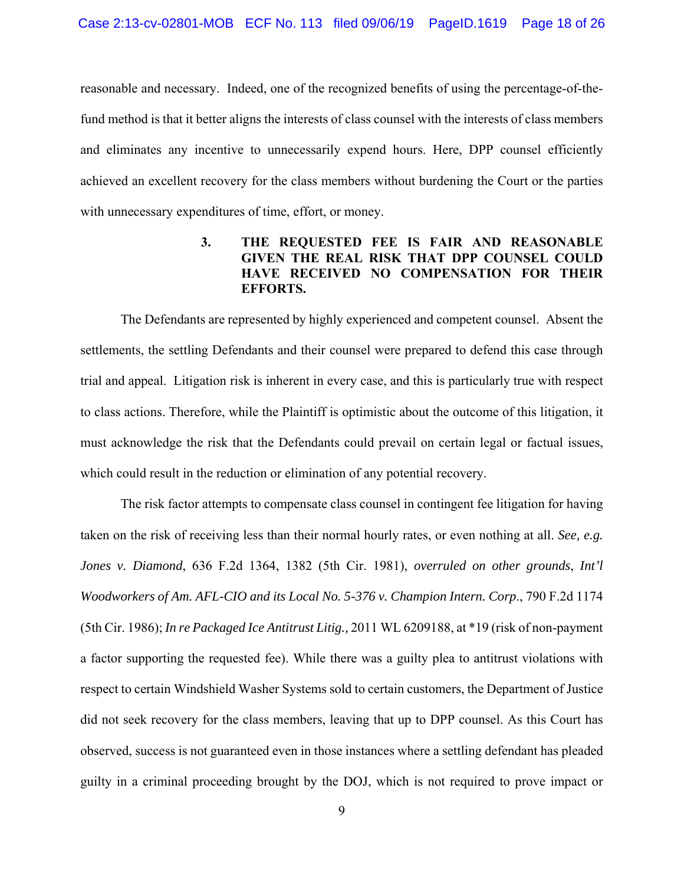reasonable and necessary. Indeed, one of the recognized benefits of using the percentage-of-the-fund method is that it better aligns the interests of class counsel with the interests of class members and eliminates any incentive to unnecessarily expend hours. Here, DPP counsel efficiently achieved an excellent recovery for the class members without burdening the Court or the parties with unnecessary expenditures of time, effort, or money.

### 3. THE REQUESTED FEE IS FAIR AND REASONABLE GIVEN THE REAL RISK THAT DPP COUNSEL COULD HAVE RECEIVED NO COMPENSATION FOR THEIR EFFORTS.

The Defendants are represented by highly experienced and competent counsel. Absent the settlements, the settling Defendants and their counsel were prepared to defend this case through trial and appeal. Litigation risk is inherent in every case, and this is particularly true with respect to class actions. Therefore, while the Plaintiff is optimistic about the outcome of this litigation, it must acknowledge the risk that the Defendants could prevail on certain legal or factual issues, which could result in the reduction or elimination of any potential recovery.

The risk factor attempts to compensate class counsel in contingent fee litigation for having taken on the risk of receiving less than their normal hourly rates, or even nothing at all. *See, e.g. Jones v. Diamond*, 636 F.2d 1364, 1382 (5th Cir. 1981), *overruled on other grounds*, *Int'l Woodworkers of Am. AFL-CIO and its Local No. 5-376 v. Champion Intern. Corp*., 790 F.2d 1174 (5th Cir. 1986); *In re Packaged Ice Antitrust Litig.,* 2011 WL 6209188, at *19 (risk of non-payment a factor supporting the requested fee). While there was a guilty plea to antitrust violations with respect to certain Windshield Washer Systems sold to certain customers, the Department of Justice did not seek recovery for the class members, leaving that up to DPP counsel. As this Court has observed, success is not guaranteed even in those instances where a settling defendant has pleaded guilty in a criminal proceeding brought by the DOJ, which is not required to prove impact or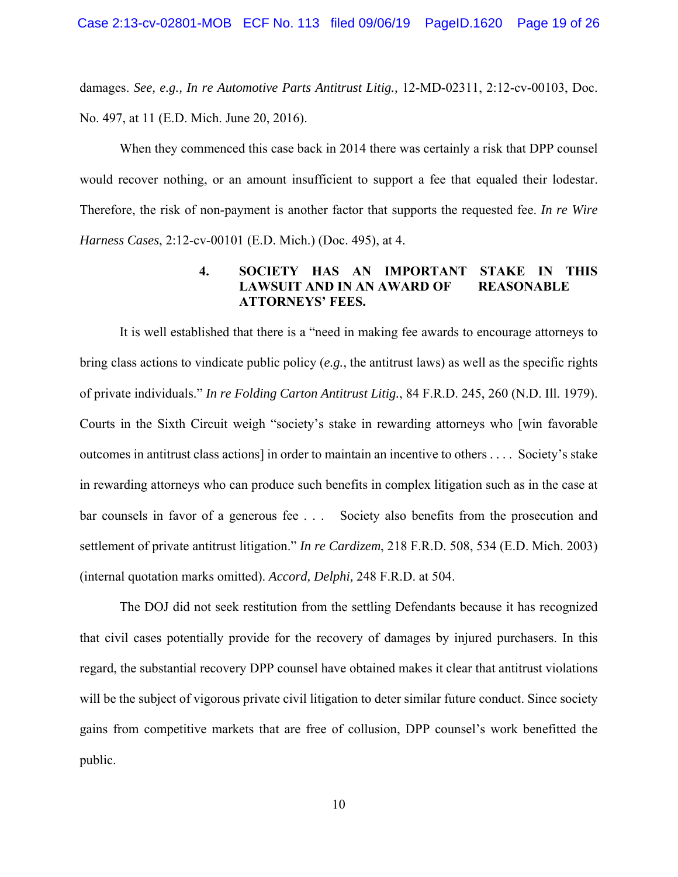damages. *See, e.g., In re Automotive Parts Antitrust Litig.,* 12-MD-02311, 2:12-cv-00103, Doc. No. 497, at 11 (E.D. Mich. June 20, 2016).

When they commenced this case back in 2014 there was certainly a risk that DPP counsel would recover nothing, or an amount insufficient to support a fee that equaled their lodestar. Therefore, the risk of non-payment is another factor that supports the requested fee. *In re Wire Harness Cases*, 2:12-cv-00101 (E.D. Mich.) (Doc. 495), at 4.

### 4. SOCIETY HAS AN IMPORTANT STAKE IN THIS LAWSUIT AND IN AN AWARD OF REASONABLE ATTORNEYS' FEES.

It is well established that there is a "need in making fee awards to encourage attorneys to bring class actions to vindicate public policy (*e.g.*, the antitrust laws) as well as the specific rights of private individuals." *In re Folding Carton Antitrust Litig.*, 84 F.R.D. 245, 260 (N.D. Ill. 1979). Courts in the Sixth Circuit weigh "society's stake in rewarding attorneys who [win favorable outcomes in antitrust class actions] in order to maintain an incentive to others . . . . Society's stake in rewarding attorneys who can produce such benefits in complex litigation such as in the case at bar counsels in favor of a generous fee . . . Society also benefits from the prosecution and settlement of private antitrust litigation." *In re Cardizem*, 218 F.R.D. 508, 534 (E.D. Mich. 2003) (internal quotation marks omitted). *Accord, Delphi,* 248 F.R.D. at 504.

The DOJ did not seek restitution from the settling Defendants because it has recognized that civil cases potentially provide for the recovery of damages by injured purchasers. In this regard, the substantial recovery DPP counsel have obtained makes it clear that antitrust violations will be the subject of vigorous private civil litigation to deter similar future conduct. Since society gains from competitive markets that are free of collusion, DPP counsel's work benefitted the public.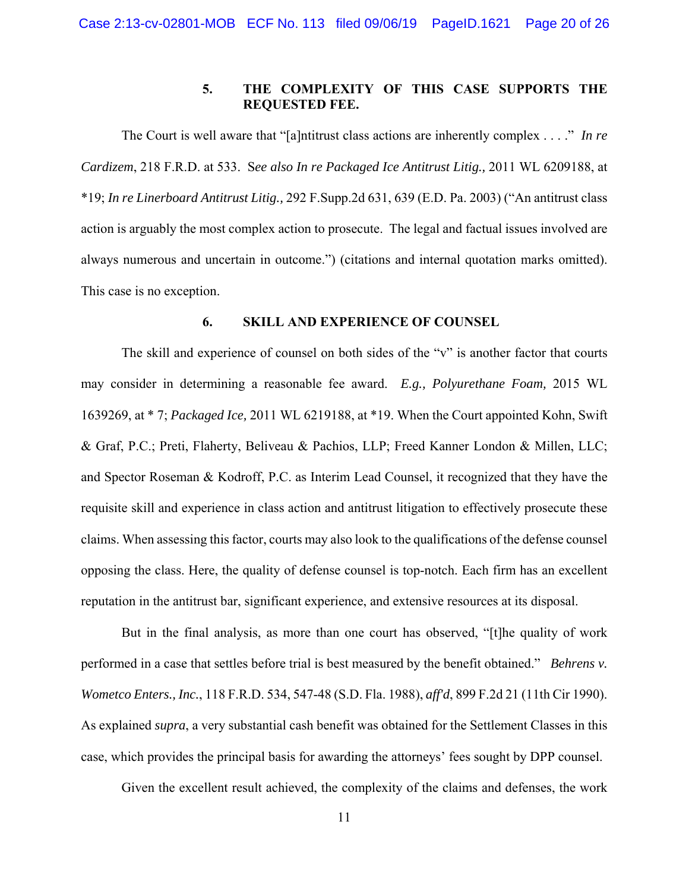### 5. THE COMPLEXITY OF THIS CASE SUPPORTS THE REQUESTED FEE.

The Court is well aware that "[a]ntitrust class actions are inherently complex . . . ." *In re Cardizem*, 218 F.R.D. at 533. S*ee also In re Packaged Ice Antitrust Litig.,* 2011 WL 6209188, at *19; *In re Linerboard Antitrust Litig.,* 292 F.Supp.2d 631, 639 (E.D. Pa. 2003) ("An antitrust class action is arguably the most complex action to prosecute. The legal and factual issues involved are always numerous and uncertain in outcome.") (citations and internal quotation marks omitted). This case is no exception.

### 6. SKILL AND EXPERIENCE OF COUNSEL

The skill and experience of counsel on both sides of the "v" is another factor that courts may consider in determining a reasonable fee award. *E.g., Polyurethane Foam,* 2015 WL 1639269, at * 7; *Packaged Ice,* 2011 WL 6219188, at *19. When the Court appointed Kohn, Swift & Graf, P.C.; Preti, Flaherty, Beliveau & Pachios, LLP; Freed Kanner London & Millen, LLC; and Spector Roseman & Kodroff, P.C. as Interim Lead Counsel, it recognized that they have the requisite skill and experience in class action and antitrust litigation to effectively prosecute these claims. When assessing this factor, courts may also look to the qualifications of the defense counsel opposing the class. Here, the quality of defense counsel is top-notch. Each firm has an excellent reputation in the antitrust bar, significant experience, and extensive resources at its disposal.

But in the final analysis, as more than one court has observed, "[t]he quality of work performed in a case that settles before trial is best measured by the benefit obtained." *Behrens v. Wometco Enters., Inc.*, 118 F.R.D. 534, 547-48 (S.D. Fla. 1988), *aff'd*, 899 F.2d 21 (11th Cir 1990). As explained *supra*, a very substantial cash benefit was obtained for the Settlement Classes in this case, which provides the principal basis for awarding the attorneys' fees sought by DPP counsel.

Given the excellent result achieved, the complexity of the claims and defenses, the work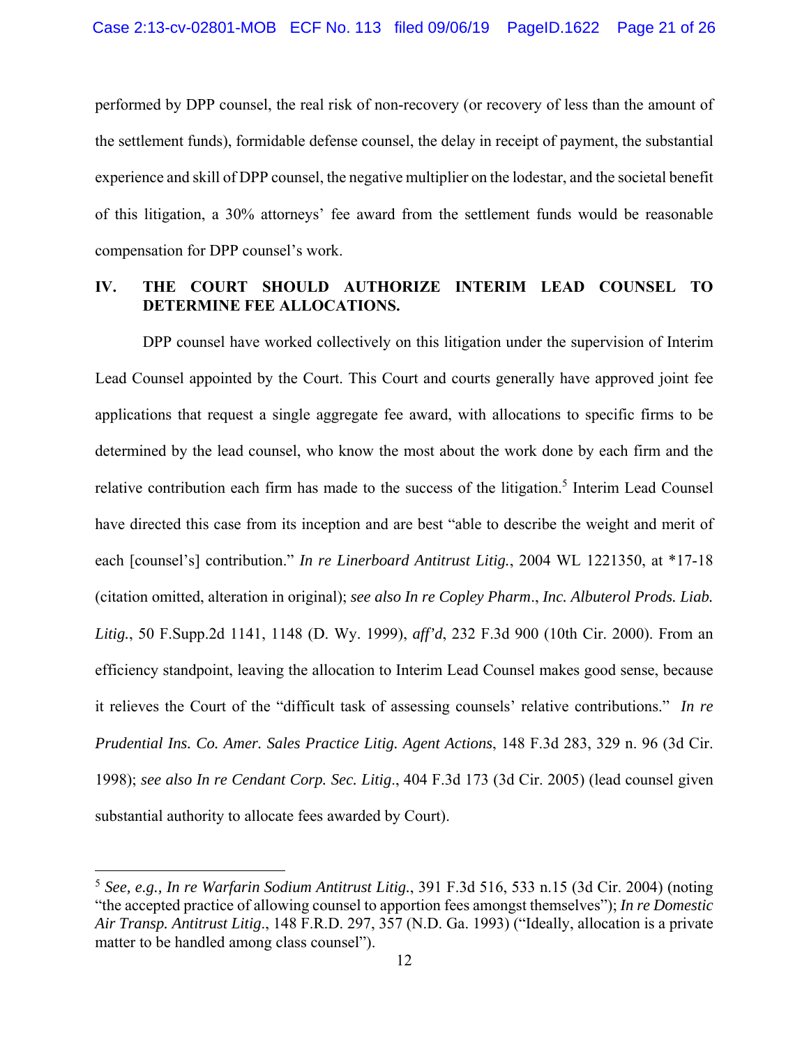performed by DPP counsel, the real risk of non-recovery (or recovery of less than the amount of the settlement funds), formidable defense counsel, the delay in receipt of payment, the substantial experience and skill of DPP counsel, the negative multiplier on the lodestar, and the societal benefit of this litigation, a 30% attorneys' fee award from the settlement funds would be reasonable compensation for DPP counsel's work.

## IV. THE COURT SHOULD AUTHORIZE INTERIM LEAD COUNSEL TO DETERMINE FEE ALLOCATIONS.

DPP counsel have worked collectively on this litigation under the supervision of Interim Lead Counsel appointed by the Court. This Court and courts generally have approved joint fee applications that request a single aggregate fee award, with allocations to specific firms to be determined by the lead counsel, who know the most about the work done by each firm and the relative contribution each firm has made to the success of the litigation.[5] Interim Lead Counsel have directed this case from its inception and are best "able to describe the weight and merit of each [counsel's] contribution." *In re Linerboard Antitrust Litig.*, 2004 WL 1221350, at *17-18 (citation omitted, alteration in original); *see also In re Copley Pharm*., *Inc. Albuterol Prods. Liab. Litig.*, 50 F.Supp.2d 1141, 1148 (D. Wy. 1999), *aff'd*, 232 F.3d 900 (10th Cir. 2000). From an efficiency standpoint, leaving the allocation to Interim Lead Counsel makes good sense, because it relieves the Court of the "difficult task of assessing counsels' relative contributions." *In re Prudential Ins. Co. Amer. Sales Practice Litig. Agent Actions*, 148 F.3d 283, 329 n. 96 (3d Cir. 1998); *see also In re Cendant Corp. Sec. Litig*., 404 F.3d 173 (3d Cir. 2005) (lead counsel given substantial authority to allocate fees awarded by Court).

---

[5] *See, e.g., In re Warfarin Sodium Antitrust Litig.*, 391 F.3d 516, 533 n.15 (3d Cir. 2004) (noting "the accepted practice of allowing counsel to apportion fees amongst themselves"); *In re Domestic Air Transp. Antitrust Litig*., 148 F.R.D. 297, 357 (N.D. Ga. 1993) ("Ideally, allocation is a private matter to be handled among class counsel").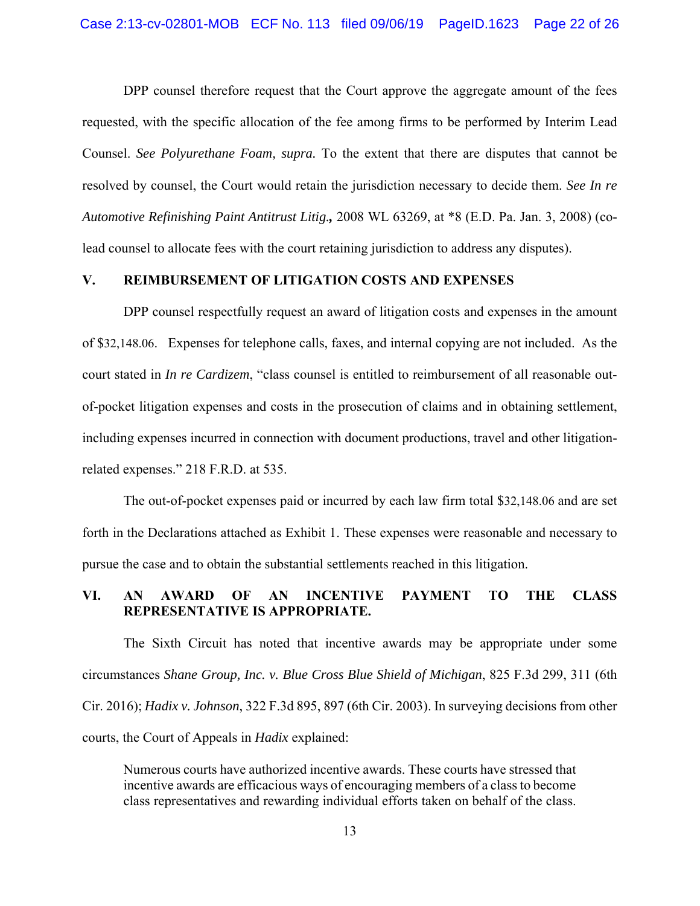DPP counsel therefore request that the Court approve the aggregate amount of the fees requested, with the specific allocation of the fee among firms to be performed by Interim Lead Counsel. *See Polyurethane Foam, supra.* To the extent that there are disputes that cannot be resolved by counsel, the Court would retain the jurisdiction necessary to decide them. *See In re Automotive Refinishing Paint Antitrust Litig.***,** 2008 WL 63269, at *8 (E.D. Pa. Jan. 3, 2008) (co-lead counsel to allocate fees with the court retaining jurisdiction to address any disputes).

## V. REIMBURSEMENT OF LITIGATION COSTS AND EXPENSES

DPP counsel respectfully request an award of litigation costs and expenses in the amount of $32,148.06. Expenses for telephone calls, faxes, and internal copying are not included. As the court stated in *In re Cardizem*, "class counsel is entitled to reimbursement of all reasonable out-of-pocket litigation expenses and costs in the prosecution of claims and in obtaining settlement, including expenses incurred in connection with document productions, travel and other litigation-related expenses." 218 F.R.D. at 535.

The out-of-pocket expenses paid or incurred by each law firm total $32,148.06 and are set forth in the Declarations attached as Exhibit 1. These expenses were reasonable and necessary to pursue the case and to obtain the substantial settlements reached in this litigation.

## VI. AN AWARD OF AN INCENTIVE PAYMENT TO THE CLASS REPRESENTATIVE IS APPROPRIATE.

The Sixth Circuit has noted that incentive awards may be appropriate under some circumstances *Shane Group, Inc. v. Blue Cross Blue Shield of Michigan*, 825 F.3d 299, 311 (6th Cir. 2016); *Hadix v. Johnson*, 322 F.3d 895, 897 (6th Cir. 2003). In surveying decisions from other courts, the Court of Appeals in *Hadix* explained:

> Numerous courts have authorized incentive awards. These courts have stressed that incentive awards are efficacious ways of encouraging members of a class to become class representatives and rewarding individual efforts taken on behalf of the class.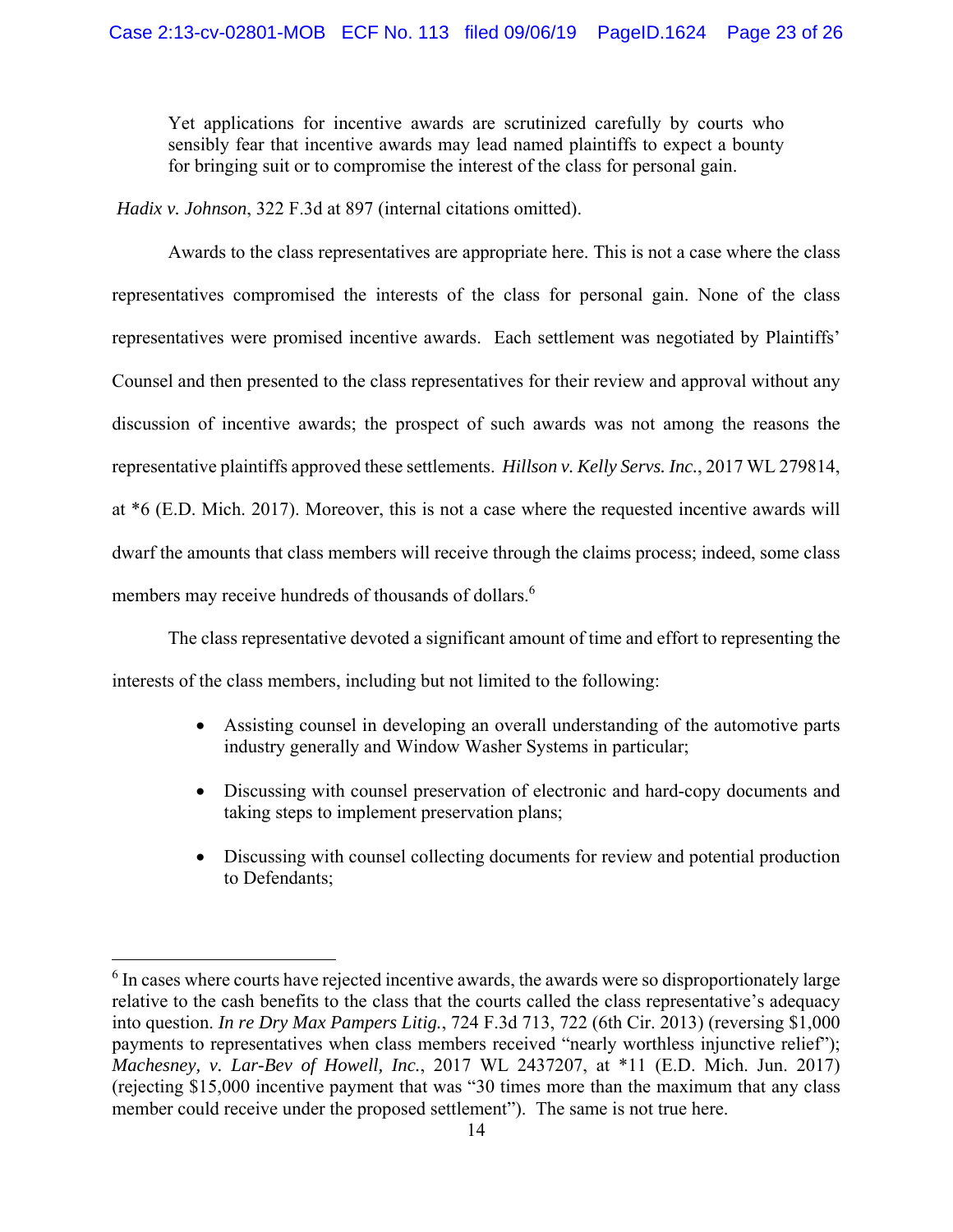> Yet applications for incentive awards are scrutinized carefully by courts who sensibly fear that incentive awards may lead named plaintiffs to expect a bounty for bringing suit or to compromise the interest of the class for personal gain.

*Hadix v. Johnson*, 322 F.3d at 897 (internal citations omitted).

Awards to the class representatives are appropriate here. This is not a case where the class representatives compromised the interests of the class for personal gain. None of the class representatives were promised incentive awards. Each settlement was negotiated by Plaintiffs' Counsel and then presented to the class representatives for their review and approval without any discussion of incentive awards; the prospect of such awards was not among the reasons the representative plaintiffs approved these settlements. *Hillson v. Kelly Servs. Inc.*, 2017 WL 279814, at *6 (E.D. Mich. 2017). Moreover, this is not a case where the requested incentive awards will dwarf the amounts that class members will receive through the claims process; indeed, some class members may receive hundreds of thousands of dollars.[6]

The class representative devoted a significant amount of time and effort to representing the interests of the class members, including but not limited to the following:

- Assisting counsel in developing an overall understanding of the automotive parts industry generally and Window Washer Systems in particular;
- Discussing with counsel preservation of electronic and hard-copy documents and taking steps to implement preservation plans;
- Discussing with counsel collecting documents for review and potential production to Defendants;

---

[6] In cases where courts have rejected incentive awards, the awards were so disproportionately large relative to the cash benefits to the class that the courts called the class representative's adequacy into question. *In re Dry Max Pampers Litig.*, 724 F.3d 713, 722 (6th Cir. 2013) (reversing $1,000 payments to representatives when class members received "nearly worthless injunctive relief"); *Machesney, v. Lar-Bev of Howell, Inc.*, 2017 WL 2437207, at *11 (E.D. Mich. Jun. 2017) (rejecting $15,000 incentive payment that was "30 times more than the maximum that any class member could receive under the proposed settlement"). The same is not true here.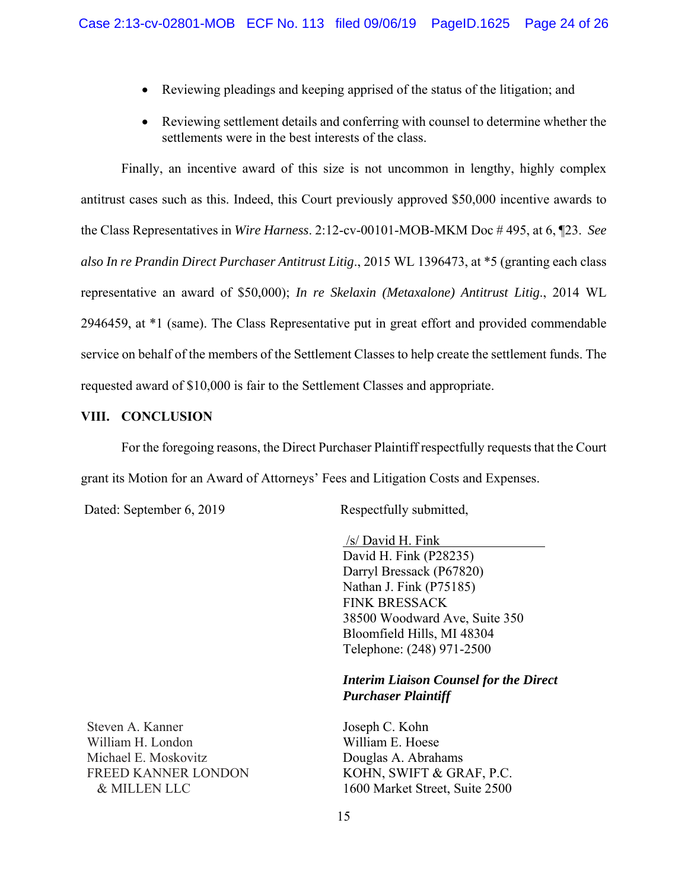- Reviewing pleadings and keeping apprised of the status of the litigation; and
- Reviewing settlement details and conferring with counsel to determine whether the settlements were in the best interests of the class.

Finally, an incentive award of this size is not uncommon in lengthy, highly complex antitrust cases such as this. Indeed, this Court previously approved $50,000 incentive awards to the Class Representatives in *Wire Harness*. 2:12-cv-00101-MOB-MKM Doc # 495, at 6, ¶23. *See also In re Prandin Direct Purchaser Antitrust Litig*., 2015 WL 1396473, at *5 (granting each class representative an award of $50,000); *In re Skelaxin (Metaxalone) Antitrust Litig*., 2014 WL 2946459, at *1 (same). The Class Representative put in great effort and provided commendable service on behalf of the members of the Settlement Classes to help create the settlement funds. The requested award of $10,000 is fair to the Settlement Classes and appropriate.

## VIII. CONCLUSION

For the foregoing reasons, the Direct Purchaser Plaintiff respectfully requests that the Court grant its Motion for an Award of Attorneys' Fees and Litigation Costs and Expenses.

Dated: September 6, 2019

Respectfully submitted,

/s/ David H. Fink
David H. Fink (P28235)
Darryl Bressack (P67820)
Nathan J. Fink (P75185)
FINK BRESSACK
38500 Woodward Ave, Suite 350
Bloomfield Hills, MI 48304
Telephone: (248) 971-2500

***Interim Liaison Counsel for the Direct Purchaser Plaintiff***

Steven A. Kanner
William H. London
Michael E. Moskovitz
FREED KANNER LONDON
& MILLEN LLC

Joseph C. Kohn
William E. Hoese
Douglas A. Abrahams
KOHN, SWIFT & GRAF, P.C.
1600 Market Street, Suite 2500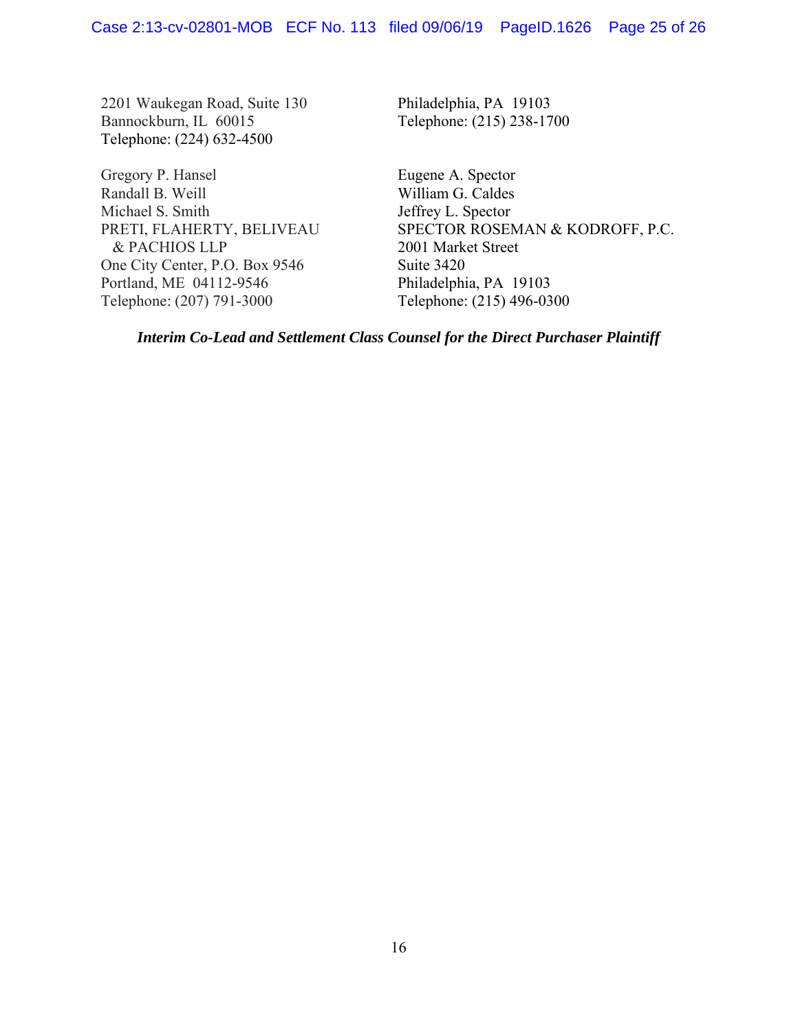2201 Waukegan Road, Suite 130
Bannockburn, IL 60015
Telephone: (224) 632-4500

Philadelphia, PA 19103
Telephone: (215) 238-1700

Gregory P. Hansel
Randall B. Weill
Michael S. Smith
PRETI, FLAHERTY, BELIVEAU
& PACHIOS LLP
One City Center, P.O. Box 9546
Portland, ME 04112-9546
Telephone: (207) 791-3000

Eugene A. Spector
William G. Caldes
Jeffrey L. Spector
SPECTOR ROSEMAN & KODROFF, P.C.
2001 Market Street
Suite 3420
Philadelphia, PA 19103
Telephone: (215) 496-0300

***Interim Co-Lead and Settlement Class Counsel for the Direct Purchaser Plaintiff***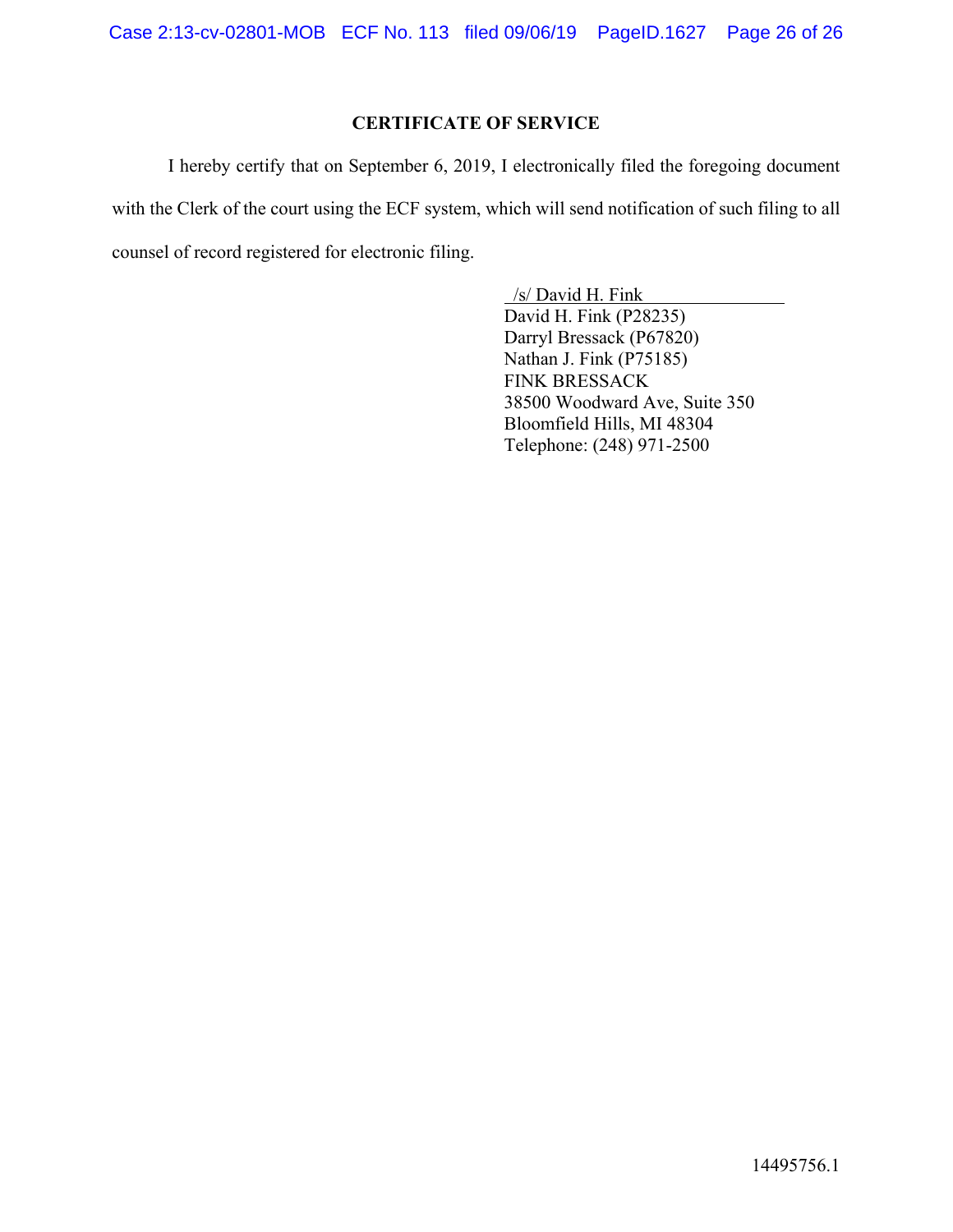**CERTIFICATE OF SERVICE**

I hereby certify that on September 6, 2019, I electronically filed the foregoing document with the Clerk of the court using the ECF system, which will send notification of such filing to all counsel of record registered for electronic filing.

/s/ David H. Fink
David H. Fink (P28235)
Darryl Bressack (P67820)
Nathan J. Fink (P75185)
FINK BRESSACK
38500 Woodward Ave, Suite 350
Bloomfield Hills, MI 48304
Telephone: (248) 971-2500

14495756.1